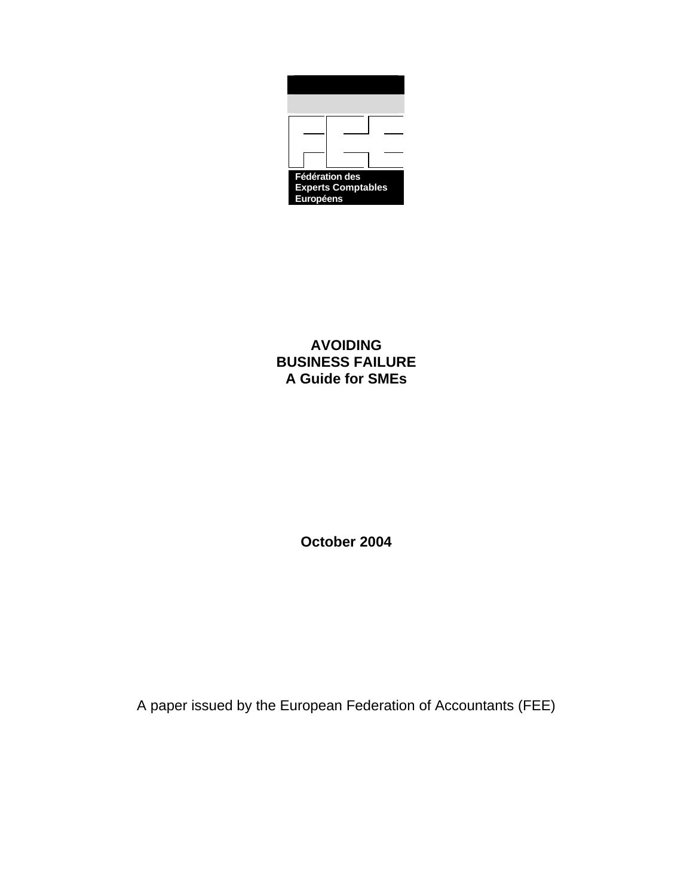Fédération des
Experts Comptables
Européens

# AVOIDING BUSINESS FAILURE
# A Guide for SMEs

**October 2004**

A paper issued by the European Federation of Accountants (FEE)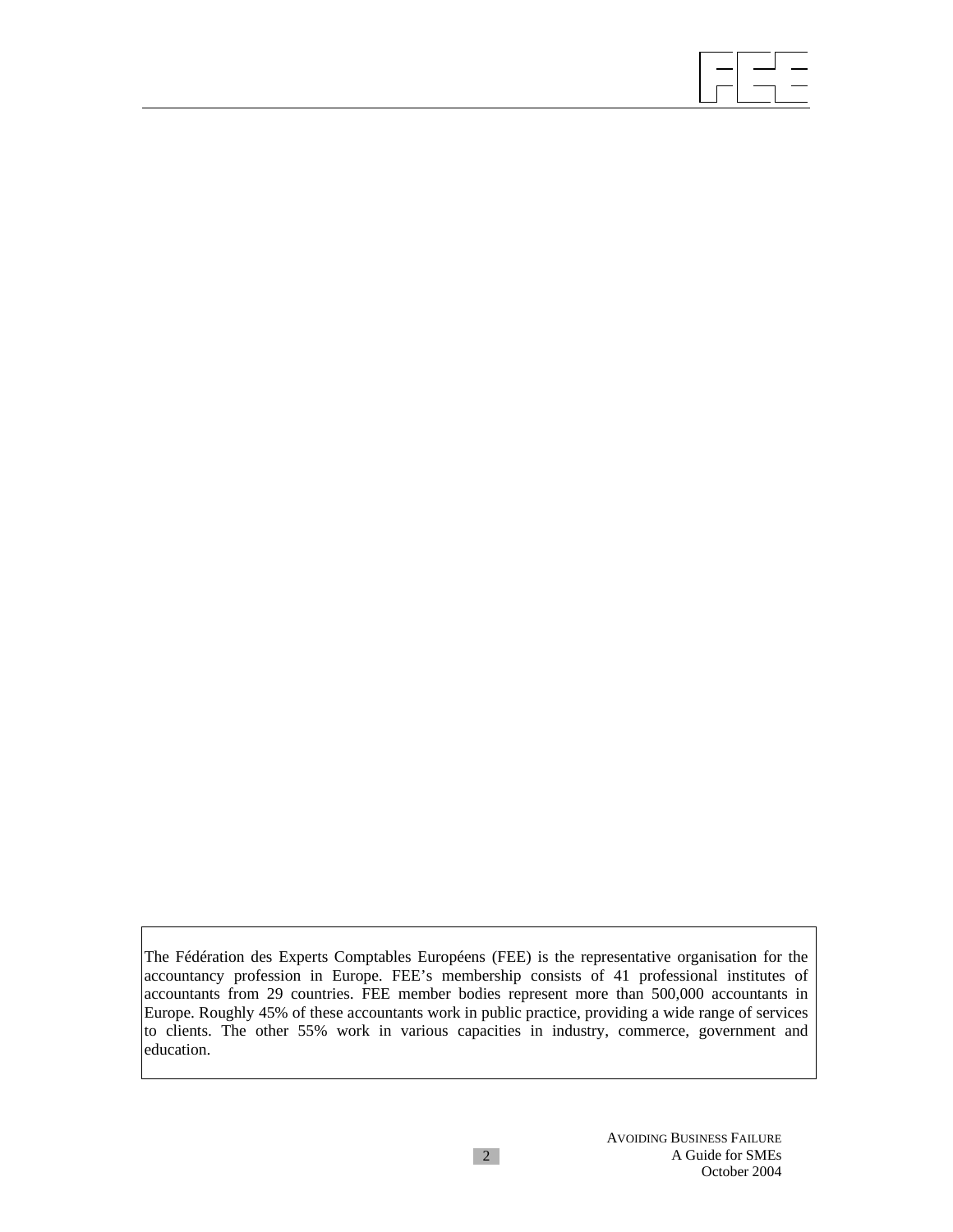The Fédération des Experts Comptables Européens (FEE) is the representative organisation for the accountancy profession in Europe. FEE's membership consists of 41 professional institutes of accountants from 29 countries. FEE member bodies represent more than 500,000 accountants in Europe. Roughly 45% of these accountants work in public practice, providing a wide range of services to clients. The other 55% work in various capacities in industry, commerce, government and education.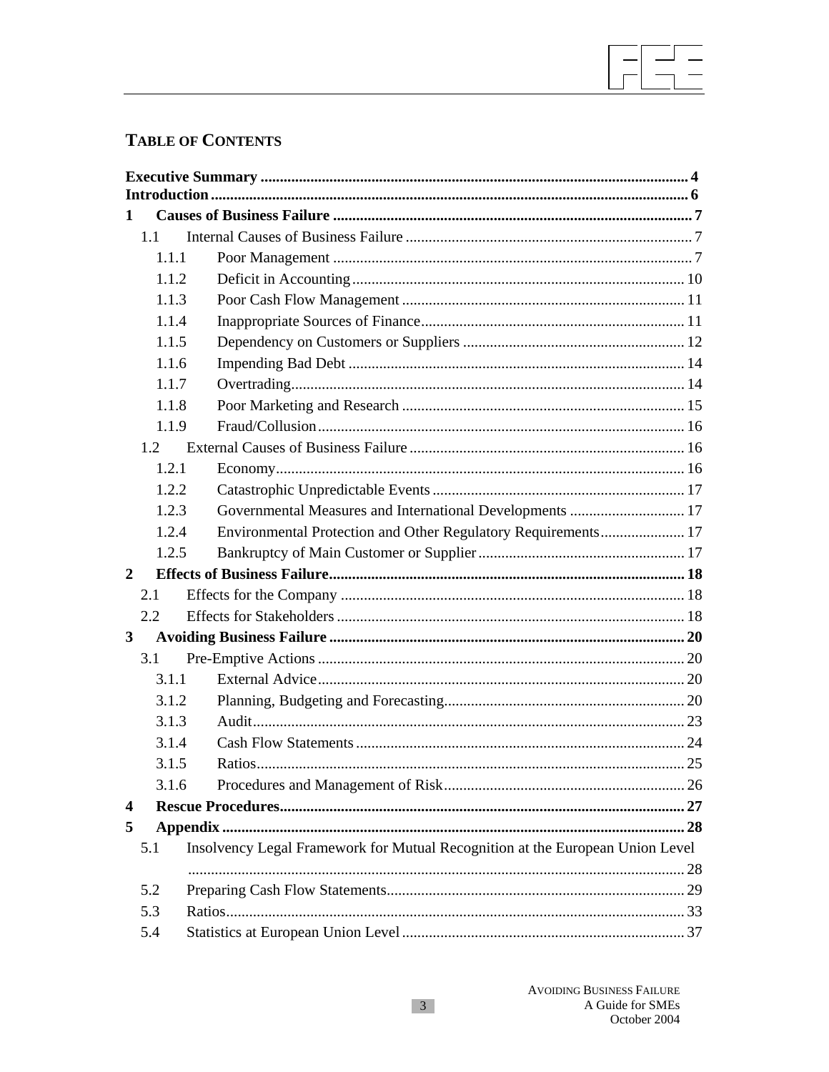## TABLE OF CONTENTS

**Executive Summary** .......... 4
**Introduction** .......... 6
**1 Causes of Business Failure** .......... 7
- 1.1 Internal Causes of Business Failure .......... 7
  - 1.1.1 Poor Management .......... 7
  - 1.1.2 Deficit in Accounting .......... 10
  - 1.1.3 Poor Cash Flow Management .......... 11
  - 1.1.4 Inappropriate Sources of Finance .......... 11
  - 1.1.5 Dependency on Customers or Suppliers .......... 12
  - 1.1.6 Impending Bad Debt .......... 14
  - 1.1.7 Overtrading .......... 14
  - 1.1.8 Poor Marketing and Research .......... 15
  - 1.1.9 Fraud/Collusion .......... 16
- 1.2 External Causes of Business Failure .......... 16
  - 1.2.1 Economy .......... 16
  - 1.2.2 Catastrophic Unpredictable Events .......... 17
  - 1.2.3 Governmental Measures and International Developments .......... 17
  - 1.2.4 Environmental Protection and Other Regulatory Requirements .......... 17
  - 1.2.5 Bankruptcy of Main Customer or Supplier .......... 17

**2 Effects of Business Failure** .......... 18
- 2.1 Effects for the Company .......... 18
- 2.2 Effects for Stakeholders .......... 18

**3 Avoiding Business Failure** .......... 20
- 3.1 Pre-Emptive Actions .......... 20
  - 3.1.1 External Advice .......... 20
  - 3.1.2 Planning, Budgeting and Forecasting .......... 20
  - 3.1.3 Audit .......... 23
  - 3.1.4 Cash Flow Statements .......... 24
  - 3.1.5 Ratios .......... 25
  - 3.1.6 Procedures and Management of Risk .......... 26

**4 Rescue Procedures** .......... 27
**5 Appendix** .......... 28
- 5.1 Insolvency Legal Framework for Mutual Recognition at the European Union Level .......... 28
- 5.2 Preparing Cash Flow Statements .......... 29
- 5.3 Ratios .......... 33
- 5.4 Statistics at European Union Level .......... 37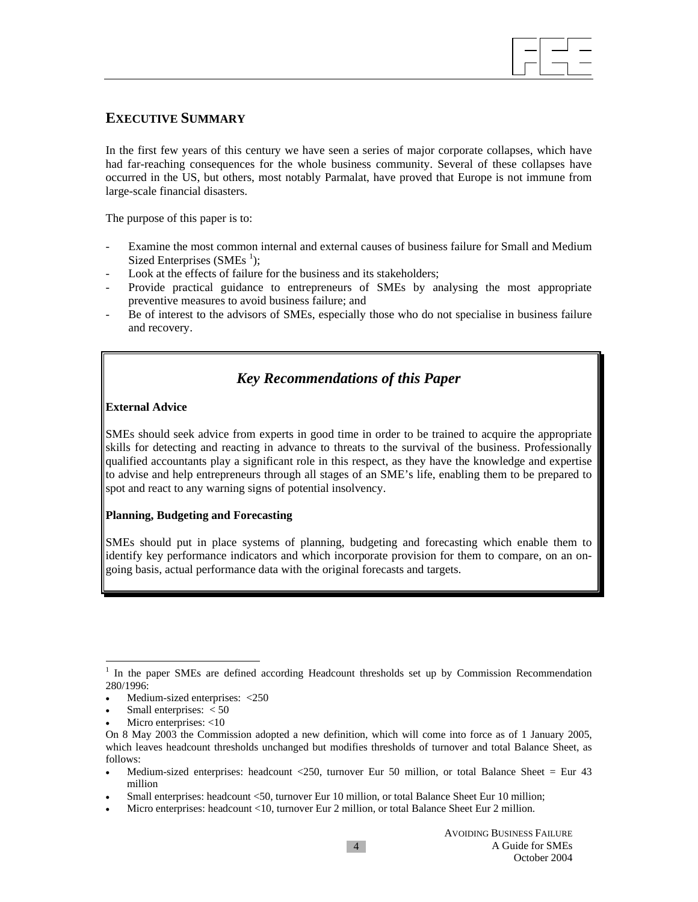## EXECUTIVE SUMMARY

In the first few years of this century we have seen a series of major corporate collapses, which have had far-reaching consequences for the whole business community. Several of these collapses have occurred in the US, but others, most notably Parmalat, have proved that Europe is not immune from large-scale financial disasters.

The purpose of this paper is to:

- Examine the most common internal and external causes of business failure for Small and Medium Sized Enterprises (SMEs [1]);
- Look at the effects of failure for the business and its stakeholders;
- Provide practical guidance to entrepreneurs of SMEs by analysing the most appropriate preventive measures to avoid business failure; and
- Be of interest to the advisors of SMEs, especially those who do not specialise in business failure and recovery.

> ### *Key Recommendations of this Paper*
>
> **External Advice**
>
> SMEs should seek advice from experts in good time in order to be trained to acquire the appropriate skills for detecting and reacting in advance to threats to the survival of the business. Professionally qualified accountants play a significant role in this respect, as they have the knowledge and expertise to advise and help entrepreneurs through all stages of an SME's life, enabling them to be prepared to spot and react to any warning signs of potential insolvency.
>
> **Planning, Budgeting and Forecasting**
>
> SMEs should put in place systems of planning, budgeting and forecasting which enable them to identify key performance indicators and which incorporate provision for them to compare, on an on-going basis, actual performance data with the original forecasts and targets.

---

[1] In the paper SMEs are defined according Headcount thresholds set up by Commission Recommendation 280/1996:

- Medium-sized enterprises: <250
- Small enterprises: < 50
- Micro enterprises: <10

On 8 May 2003 the Commission adopted a new definition, which will come into force as of 1 January 2005, which leaves headcount thresholds unchanged but modifies thresholds of turnover and total Balance Sheet, as follows:

- Medium-sized enterprises: headcount <250, turnover Eur 50 million, or total Balance Sheet = Eur 43 million
- Small enterprises: headcount <50, turnover Eur 10 million, or total Balance Sheet Eur 10 million;
- Micro enterprises: headcount <10, turnover Eur 2 million, or total Balance Sheet Eur 2 million.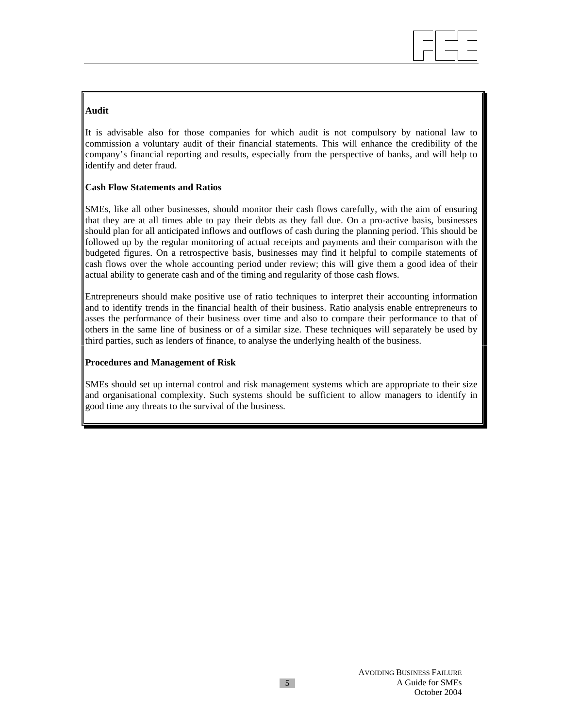**Audit**

It is advisable also for those companies for which audit is not compulsory by national law to commission a voluntary audit of their financial statements. This will enhance the credibility of the company's financial reporting and results, especially from the perspective of banks, and will help to identify and deter fraud.

**Cash Flow Statements and Ratios**

SMEs, like all other businesses, should monitor their cash flows carefully, with the aim of ensuring that they are at all times able to pay their debts as they fall due. On a pro-active basis, businesses should plan for all anticipated inflows and outflows of cash during the planning period. This should be followed up by the regular monitoring of actual receipts and payments and their comparison with the budgeted figures. On a retrospective basis, businesses may find it helpful to compile statements of cash flows over the whole accounting period under review; this will give them a good idea of their actual ability to generate cash and of the timing and regularity of those cash flows.

Entrepreneurs should make positive use of ratio techniques to interpret their accounting information and to identify trends in the financial health of their business. Ratio analysis enable entrepreneurs to asses the performance of their business over time and also to compare their performance to that of others in the same line of business or of a similar size. These techniques will separately be used by third parties, such as lenders of finance, to analyse the underlying health of the business.

**Procedures and Management of Risk**

SMEs should set up internal control and risk management systems which are appropriate to their size and organisational complexity. Such systems should be sufficient to allow managers to identify in good time any threats to the survival of the business.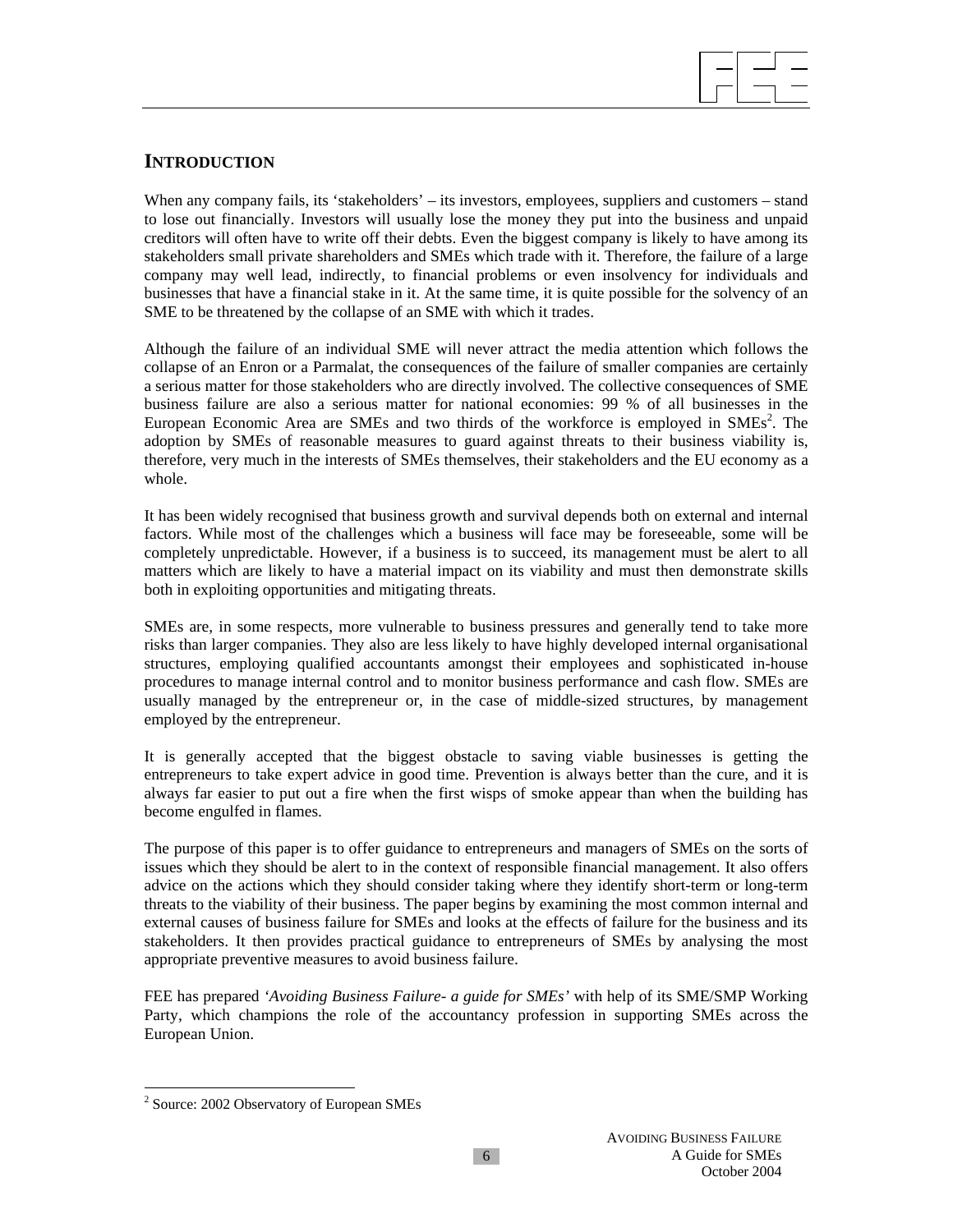## INTRODUCTION

When any company fails, its 'stakeholders' – its investors, employees, suppliers and customers – stand to lose out financially. Investors will usually lose the money they put into the business and unpaid creditors will often have to write off their debts. Even the biggest company is likely to have among its stakeholders small private shareholders and SMEs which trade with it. Therefore, the failure of a large company may well lead, indirectly, to financial problems or even insolvency for individuals and businesses that have a financial stake in it. At the same time, it is quite possible for the solvency of an SME to be threatened by the collapse of an SME with which it trades.

Although the failure of an individual SME will never attract the media attention which follows the collapse of an Enron or a Parmalat, the consequences of the failure of smaller companies are certainly a serious matter for those stakeholders who are directly involved. The collective consequences of SME business failure are also a serious matter for national economies: 99 % of all businesses in the European Economic Area are SMEs and two thirds of the workforce is employed in SMEs[2]. The adoption by SMEs of reasonable measures to guard against threats to their business viability is, therefore, very much in the interests of SMEs themselves, their stakeholders and the EU economy as a whole.

It has been widely recognised that business growth and survival depends both on external and internal factors. While most of the challenges which a business will face may be foreseeable, some will be completely unpredictable. However, if a business is to succeed, its management must be alert to all matters which are likely to have a material impact on its viability and must then demonstrate skills both in exploiting opportunities and mitigating threats.

SMEs are, in some respects, more vulnerable to business pressures and generally tend to take more risks than larger companies. They also are less likely to have highly developed internal organisational structures, employing qualified accountants amongst their employees and sophisticated in-house procedures to manage internal control and to monitor business performance and cash flow. SMEs are usually managed by the entrepreneur or, in the case of middle-sized structures, by management employed by the entrepreneur.

It is generally accepted that the biggest obstacle to saving viable businesses is getting the entrepreneurs to take expert advice in good time. Prevention is always better than the cure, and it is always far easier to put out a fire when the first wisps of smoke appear than when the building has become engulfed in flames.

The purpose of this paper is to offer guidance to entrepreneurs and managers of SMEs on the sorts of issues which they should be alert to in the context of responsible financial management. It also offers advice on the actions which they should consider taking where they identify short-term or long-term threats to the viability of their business. The paper begins by examining the most common internal and external causes of business failure for SMEs and looks at the effects of failure for the business and its stakeholders. It then provides practical guidance to entrepreneurs of SMEs by analysing the most appropriate preventive measures to avoid business failure.

FEE has prepared *'Avoiding Business Failure- a guide for SMEs'* with help of its SME/SMP Working Party, which champions the role of the accountancy profession in supporting SMEs across the European Union.

---

[2] Source: 2002 Observatory of European SMEs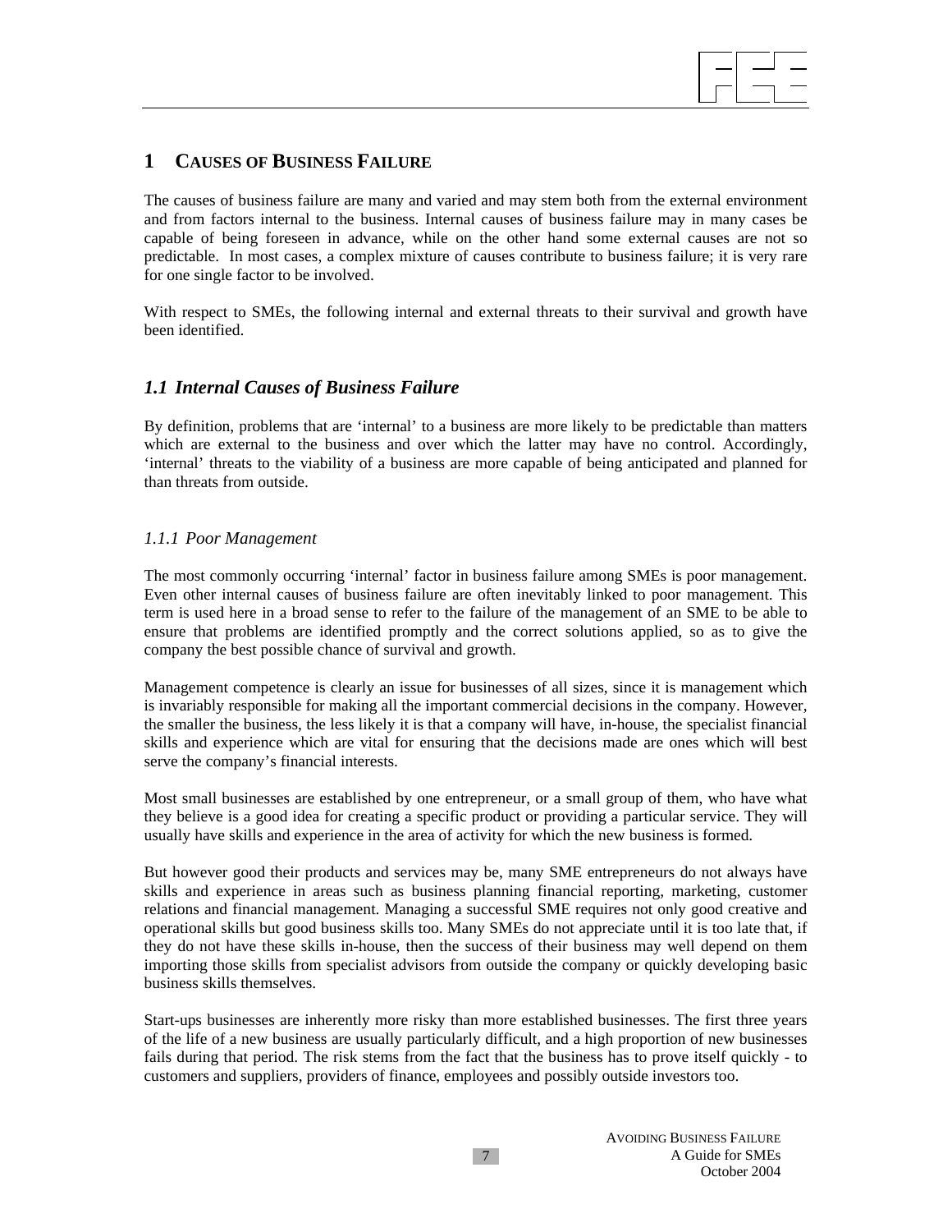# 1 CAUSES OF BUSINESS FAILURE

The causes of business failure are many and varied and may stem both from the external environment and from factors internal to the business. Internal causes of business failure may in many cases be capable of being foreseen in advance, while on the other hand some external causes are not so predictable. In most cases, a complex mixture of causes contribute to business failure; it is very rare for one single factor to be involved.

With respect to SMEs, the following internal and external threats to their survival and growth have been identified.

## *1.1 Internal Causes of Business Failure*

By definition, problems that are 'internal' to a business are more likely to be predictable than matters which are external to the business and over which the latter may have no control. Accordingly, 'internal' threats to the viability of a business are more capable of being anticipated and planned for than threats from outside.

### *1.1.1 Poor Management*

The most commonly occurring 'internal' factor in business failure among SMEs is poor management. Even other internal causes of business failure are often inevitably linked to poor management. This term is used here in a broad sense to refer to the failure of the management of an SME to be able to ensure that problems are identified promptly and the correct solutions applied, so as to give the company the best possible chance of survival and growth.

Management competence is clearly an issue for businesses of all sizes, since it is management which is invariably responsible for making all the important commercial decisions in the company. However, the smaller the business, the less likely it is that a company will have, in-house, the specialist financial skills and experience which are vital for ensuring that the decisions made are ones which will best serve the company's financial interests.

Most small businesses are established by one entrepreneur, or a small group of them, who have what they believe is a good idea for creating a specific product or providing a particular service. They will usually have skills and experience in the area of activity for which the new business is formed.

But however good their products and services may be, many SME entrepreneurs do not always have skills and experience in areas such as business planning financial reporting, marketing, customer relations and financial management. Managing a successful SME requires not only good creative and operational skills but good business skills too. Many SMEs do not appreciate until it is too late that, if they do not have these skills in-house, then the success of their business may well depend on them importing those skills from specialist advisors from outside the company or quickly developing basic business skills themselves.

Start-ups businesses are inherently more risky than more established businesses. The first three years of the life of a new business are usually particularly difficult, and a high proportion of new businesses fails during that period. The risk stems from the fact that the business has to prove itself quickly - to customers and suppliers, providers of finance, employees and possibly outside investors too.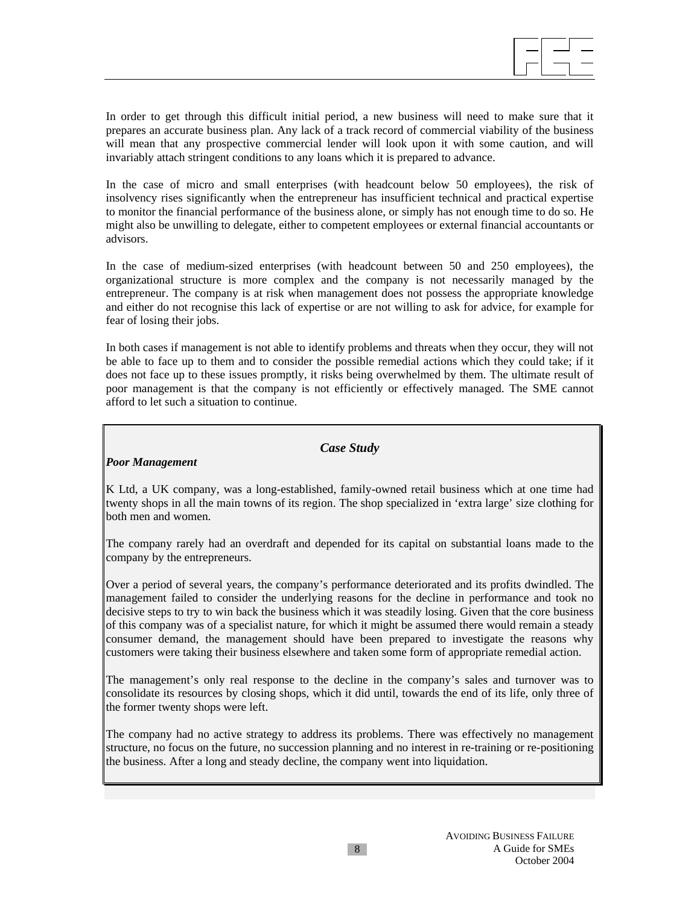In order to get through this difficult initial period, a new business will need to make sure that it prepares an accurate business plan. Any lack of a track record of commercial viability of the business will mean that any prospective commercial lender will look upon it with some caution, and will invariably attach stringent conditions to any loans which it is prepared to advance.

In the case of micro and small enterprises (with headcount below 50 employees), the risk of insolvency rises significantly when the entrepreneur has insufficient technical and practical expertise to monitor the financial performance of the business alone, or simply has not enough time to do so. He might also be unwilling to delegate, either to competent employees or external financial accountants or advisors.

In the case of medium-sized enterprises (with headcount between 50 and 250 employees), the organizational structure is more complex and the company is not necessarily managed by the entrepreneur. The company is at risk when management does not possess the appropriate knowledge and either do not recognise this lack of expertise or are not willing to ask for advice, for example for fear of losing their jobs.

In both cases if management is not able to identify problems and threats when they occur, they will not be able to face up to them and to consider the possible remedial actions which they could take; if it does not face up to these issues promptly, it risks being overwhelmed by them. The ultimate result of poor management is that the company is not efficiently or effectively managed. The SME cannot afford to let such a situation to continue.

***Case Study***

***Poor Management***

K Ltd, a UK company, was a long-established, family-owned retail business which at one time had twenty shops in all the main towns of its region. The shop specialized in 'extra large' size clothing for both men and women.

The company rarely had an overdraft and depended for its capital on substantial loans made to the company by the entrepreneurs.

Over a period of several years, the company's performance deteriorated and its profits dwindled. The management failed to consider the underlying reasons for the decline in performance and took no decisive steps to try to win back the business which it was steadily losing. Given that the core business of this company was of a specialist nature, for which it might be assumed there would remain a steady consumer demand, the management should have been prepared to investigate the reasons why customers were taking their business elsewhere and taken some form of appropriate remedial action.

The management's only real response to the decline in the company's sales and turnover was to consolidate its resources by closing shops, which it did until, towards the end of its life, only three of the former twenty shops were left.

The company had no active strategy to address its problems. There was effectively no management structure, no focus on the future, no succession planning and no interest in re-training or re-positioning the business. After a long and steady decline, the company went into liquidation.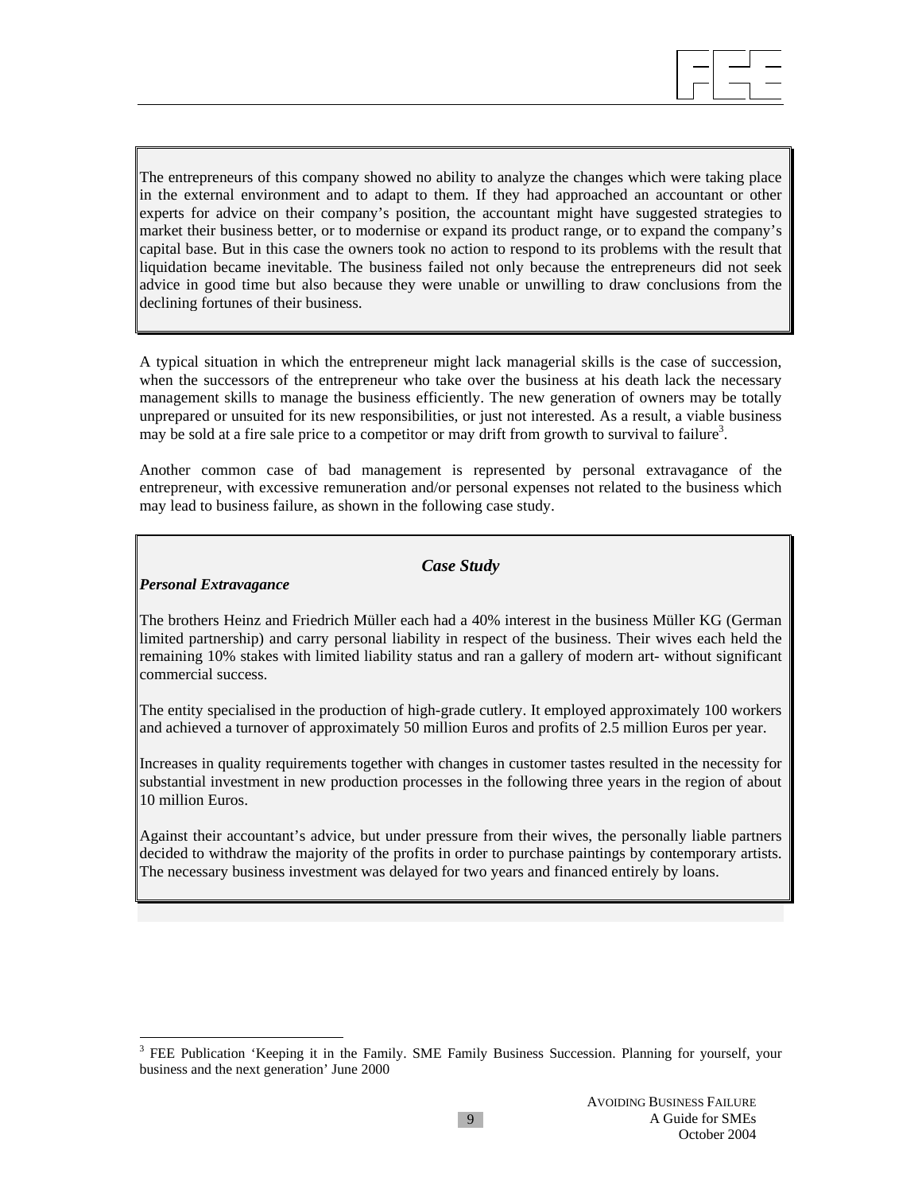The entrepreneurs of this company showed no ability to analyze the changes which were taking place in the external environment and to adapt to them. If they had approached an accountant or other experts for advice on their company's position, the accountant might have suggested strategies to market their business better, or to modernise or expand its product range, or to expand the company's capital base. But in this case the owners took no action to respond to its problems with the result that liquidation became inevitable. The business failed not only because the entrepreneurs did not seek advice in good time but also because they were unable or unwilling to draw conclusions from the declining fortunes of their business.

A typical situation in which the entrepreneur might lack managerial skills is the case of succession, when the successors of the entrepreneur who take over the business at his death lack the necessary management skills to manage the business efficiently. The new generation of owners may be totally unprepared or unsuited for its new responsibilities, or just not interested. As a result, a viable business may be sold at a fire sale price to a competitor or may drift from growth to survival to failure[3].

Another common case of bad management is represented by personal extravagance of the entrepreneur, with excessive remuneration and/or personal expenses not related to the business which may lead to business failure, as shown in the following case study.

### *Case Study*

***Personal Extravagance***

The brothers Heinz and Friedrich Müller each had a 40% interest in the business Müller KG (German limited partnership) and carry personal liability in respect of the business. Their wives each held the remaining 10% stakes with limited liability status and ran a gallery of modern art- without significant commercial success.

The entity specialised in the production of high-grade cutlery. It employed approximately 100 workers and achieved a turnover of approximately 50 million Euros and profits of 2.5 million Euros per year.

Increases in quality requirements together with changes in customer tastes resulted in the necessity for substantial investment in new production processes in the following three years in the region of about 10 million Euros.

Against their accountant's advice, but under pressure from their wives, the personally liable partners decided to withdraw the majority of the profits in order to purchase paintings by contemporary artists. The necessary business investment was delayed for two years and financed entirely by loans.

---

[3] FEE Publication 'Keeping it in the Family. SME Family Business Succession. Planning for yourself, your business and the next generation' June 2000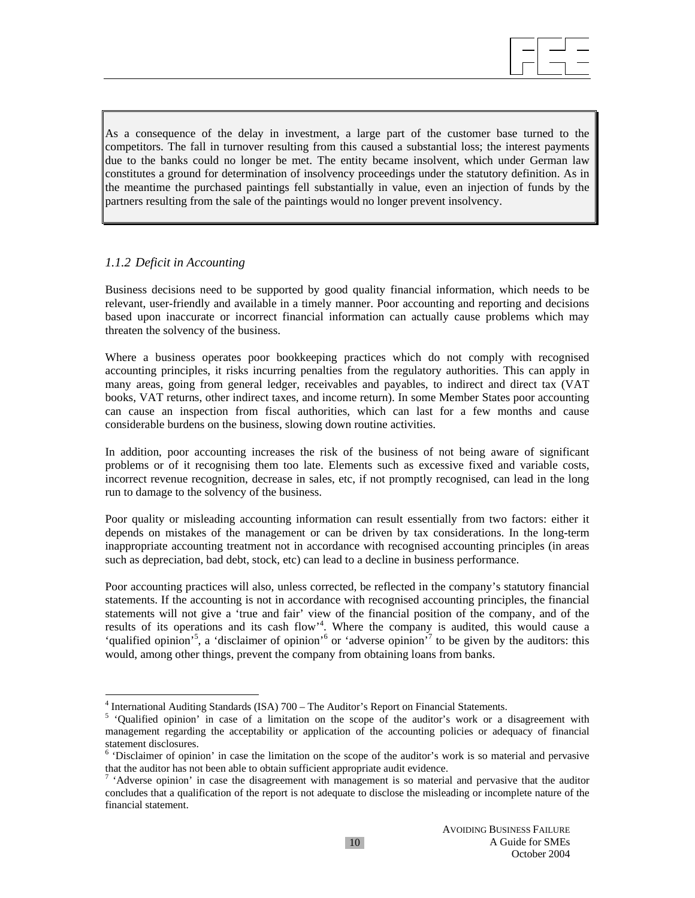> As a consequence of the delay in investment, a large part of the customer base turned to the competitors. The fall in turnover resulting from this caused a substantial loss; the interest payments due to the banks could no longer be met. The entity became insolvent, which under German law constitutes a ground for determination of insolvency proceedings under the statutory definition. As in the meantime the purchased paintings fell substantially in value, even an injection of funds by the partners resulting from the sale of the paintings would no longer prevent insolvency.

### *1.1.2 Deficit in Accounting*

Business decisions need to be supported by good quality financial information, which needs to be relevant, user-friendly and available in a timely manner. Poor accounting and reporting and decisions based upon inaccurate or incorrect financial information can actually cause problems which may threaten the solvency of the business.

Where a business operates poor bookkeeping practices which do not comply with recognised accounting principles, it risks incurring penalties from the regulatory authorities. This can apply in many areas, going from general ledger, receivables and payables, to indirect and direct tax (VAT books, VAT returns, other indirect taxes, and income return). In some Member States poor accounting can cause an inspection from fiscal authorities, which can last for a few months and cause considerable burdens on the business, slowing down routine activities.

In addition, poor accounting increases the risk of the business of not being aware of significant problems or of it recognising them too late. Elements such as excessive fixed and variable costs, incorrect revenue recognition, decrease in sales, etc, if not promptly recognised, can lead in the long run to damage to the solvency of the business.

Poor quality or misleading accounting information can result essentially from two factors: either it depends on mistakes of the management or can be driven by tax considerations. In the long-term inappropriate accounting treatment not in accordance with recognised accounting principles (in areas such as depreciation, bad debt, stock, etc) can lead to a decline in business performance.

Poor accounting practices will also, unless corrected, be reflected in the company's statutory financial statements. If the accounting is not in accordance with recognised accounting principles, the financial statements will not give a 'true and fair' view of the financial position of the company, and of the results of its operations and its cash flow'[4]. Where the company is audited, this would cause a 'qualified opinion'[5], a 'disclaimer of opinion'[6] or 'adverse opinion'[7] to be given by the auditors: this would, among other things, prevent the company from obtaining loans from banks.

---

[4] International Auditing Standards (ISA) 700 – The Auditor's Report on Financial Statements.

[5] 'Qualified opinion' in case of a limitation on the scope of the auditor's work or a disagreement with management regarding the acceptability or application of the accounting policies or adequacy of financial statement disclosures.

[6] 'Disclaimer of opinion' in case the limitation on the scope of the auditor's work is so material and pervasive that the auditor has not been able to obtain sufficient appropriate audit evidence.

[7] 'Adverse opinion' in case the disagreement with management is so material and pervasive that the auditor concludes that a qualification of the report is not adequate to disclose the misleading or incomplete nature of the financial statement.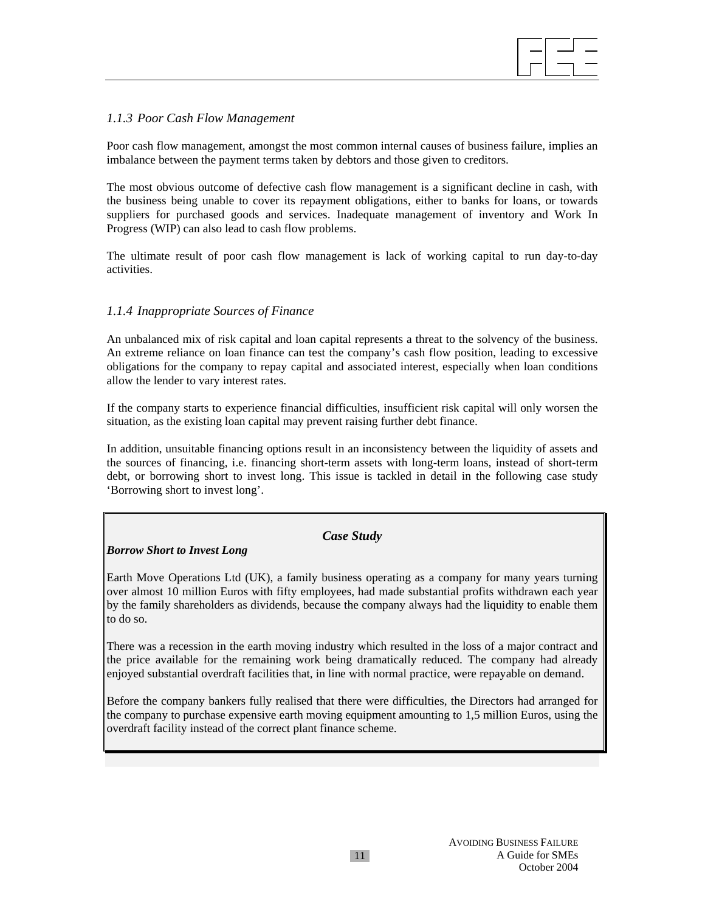### 1.1.3 *Poor Cash Flow Management*

Poor cash flow management, amongst the most common internal causes of business failure, implies an imbalance between the payment terms taken by debtors and those given to creditors.

The most obvious outcome of defective cash flow management is a significant decline in cash, with the business being unable to cover its repayment obligations, either to banks for loans, or towards suppliers for purchased goods and services. Inadequate management of inventory and Work In Progress (WIP) can also lead to cash flow problems.

The ultimate result of poor cash flow management is lack of working capital to run day-to-day activities.

### 1.1.4 *Inappropriate Sources of Finance*

An unbalanced mix of risk capital and loan capital represents a threat to the solvency of the business. An extreme reliance on loan finance can test the company's cash flow position, leading to excessive obligations for the company to repay capital and associated interest, especially when loan conditions allow the lender to vary interest rates.

If the company starts to experience financial difficulties, insufficient risk capital will only worsen the situation, as the existing loan capital may prevent raising further debt finance.

In addition, unsuitable financing options result in an inconsistency between the liquidity of assets and the sources of financing, i.e. financing short-term assets with long-term loans, instead of short-term debt, or borrowing short to invest long. This issue is tackled in detail in the following case study 'Borrowing short to invest long'.

***Case Study***

***Borrow Short to Invest Long***

Earth Move Operations Ltd (UK), a family business operating as a company for many years turning over almost 10 million Euros with fifty employees, had made substantial profits withdrawn each year by the family shareholders as dividends, because the company always had the liquidity to enable them to do so.

There was a recession in the earth moving industry which resulted in the loss of a major contract and the price available for the remaining work being dramatically reduced. The company had already enjoyed substantial overdraft facilities that, in line with normal practice, were repayable on demand.

Before the company bankers fully realised that there were difficulties, the Directors had arranged for the company to purchase expensive earth moving equipment amounting to 1,5 million Euros, using the overdraft facility instead of the correct plant finance scheme.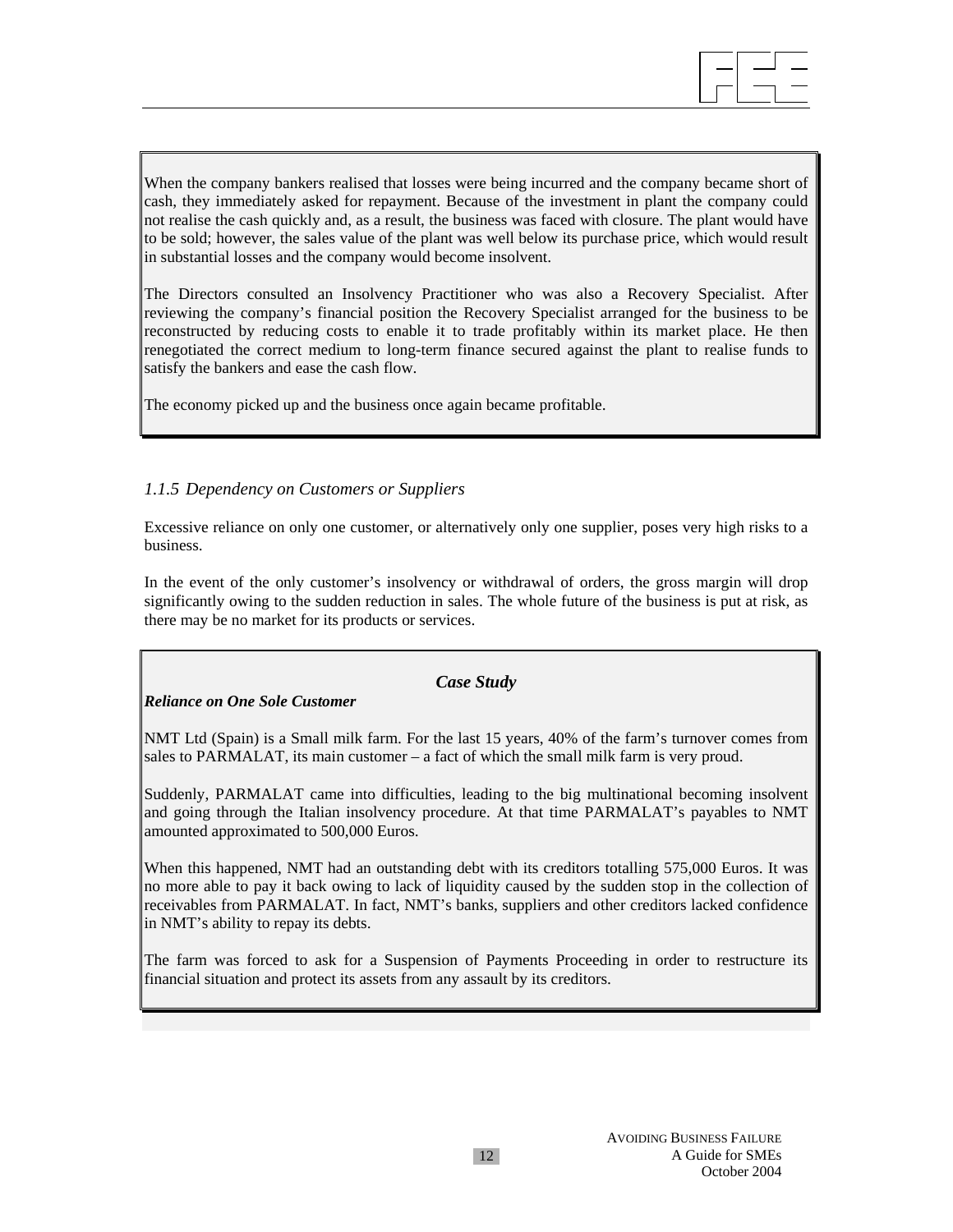When the company bankers realised that losses were being incurred and the company became short of cash, they immediately asked for repayment. Because of the investment in plant the company could not realise the cash quickly and, as a result, the business was faced with closure. The plant would have to be sold; however, the sales value of the plant was well below its purchase price, which would result in substantial losses and the company would become insolvent.

The Directors consulted an Insolvency Practitioner who was also a Recovery Specialist. After reviewing the company's financial position the Recovery Specialist arranged for the business to be reconstructed by reducing costs to enable it to trade profitably within its market place. He then renegotiated the correct medium to long-term finance secured against the plant to realise funds to satisfy the bankers and ease the cash flow.

The economy picked up and the business once again became profitable.

### *1.1.5 Dependency on Customers or Suppliers*

Excessive reliance on only one customer, or alternatively only one supplier, poses very high risks to a business.

In the event of the only customer's insolvency or withdrawal of orders, the gross margin will drop significantly owing to the sudden reduction in sales. The whole future of the business is put at risk, as there may be no market for its products or services.

***Case Study***

***Reliance on One Sole Customer***

NMT Ltd (Spain) is a Small milk farm. For the last 15 years, 40% of the farm's turnover comes from sales to PARMALAT, its main customer – a fact of which the small milk farm is very proud.

Suddenly, PARMALAT came into difficulties, leading to the big multinational becoming insolvent and going through the Italian insolvency procedure. At that time PARMALAT's payables to NMT amounted approximated to 500,000 Euros.

When this happened, NMT had an outstanding debt with its creditors totalling 575,000 Euros. It was no more able to pay it back owing to lack of liquidity caused by the sudden stop in the collection of receivables from PARMALAT. In fact, NMT's banks, suppliers and other creditors lacked confidence in NMT's ability to repay its debts.

The farm was forced to ask for a Suspension of Payments Proceeding in order to restructure its financial situation and protect its assets from any assault by its creditors.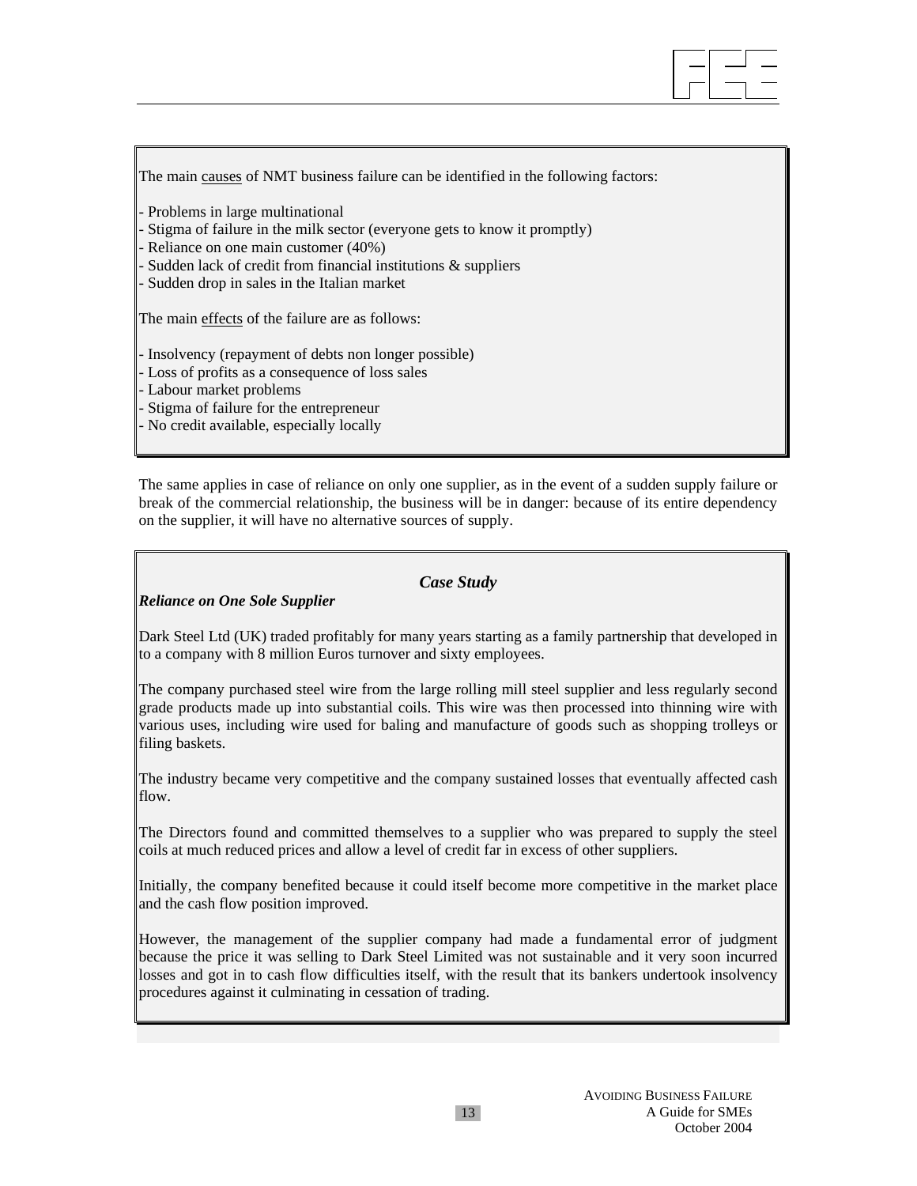The main causes of NMT business failure can be identified in the following factors:

- Problems in large multinational
- Stigma of failure in the milk sector (everyone gets to know it promptly)
- Reliance on one main customer (40%)
- Sudden lack of credit from financial institutions & suppliers
- Sudden drop in sales in the Italian market

The main effects of the failure are as follows:

- Insolvency (repayment of debts non longer possible)
- Loss of profits as a consequence of loss sales
- Labour market problems
- Stigma of failure for the entrepreneur
- No credit available, especially locally

The same applies in case of reliance on only one supplier, as in the event of a sudden supply failure or break of the commercial relationship, the business will be in danger: because of its entire dependency on the supplier, it will have no alternative sources of supply.

***Case Study***

***Reliance on One Sole Supplier***

Dark Steel Ltd (UK) traded profitably for many years starting as a family partnership that developed in to a company with 8 million Euros turnover and sixty employees.

The company purchased steel wire from the large rolling mill steel supplier and less regularly second grade products made up into substantial coils. This wire was then processed into thinning wire with various uses, including wire used for baling and manufacture of goods such as shopping trolleys or filing baskets.

The industry became very competitive and the company sustained losses that eventually affected cash flow.

The Directors found and committed themselves to a supplier who was prepared to supply the steel coils at much reduced prices and allow a level of credit far in excess of other suppliers.

Initially, the company benefited because it could itself become more competitive in the market place and the cash flow position improved.

However, the management of the supplier company had made a fundamental error of judgment because the price it was selling to Dark Steel Limited was not sustainable and it very soon incurred losses and got in to cash flow difficulties itself, with the result that its bankers undertook insolvency procedures against it culminating in cessation of trading.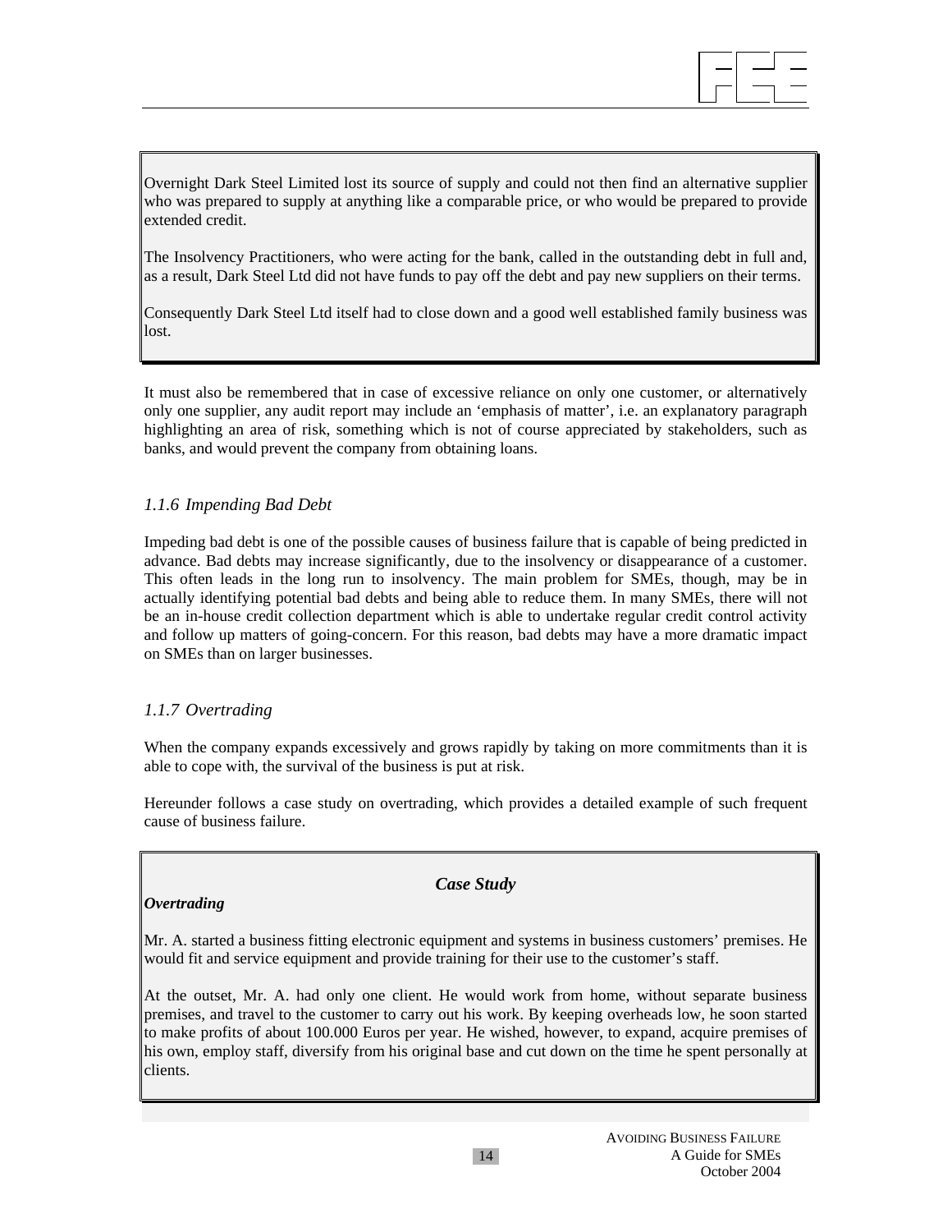Overnight Dark Steel Limited lost its source of supply and could not then find an alternative supplier who was prepared to supply at anything like a comparable price, or who would be prepared to provide extended credit.

The Insolvency Practitioners, who were acting for the bank, called in the outstanding debt in full and, as a result, Dark Steel Ltd did not have funds to pay off the debt and pay new suppliers on their terms.

Consequently Dark Steel Ltd itself had to close down and a good well established family business was lost.

It must also be remembered that in case of excessive reliance on only one customer, or alternatively only one supplier, any audit report may include an 'emphasis of matter', i.e. an explanatory paragraph highlighting an area of risk, something which is not of course appreciated by stakeholders, such as banks, and would prevent the company from obtaining loans.

### *1.1.6 Impending Bad Debt*

Impeding bad debt is one of the possible causes of business failure that is capable of being predicted in advance. Bad debts may increase significantly, due to the insolvency or disappearance of a customer. This often leads in the long run to insolvency. The main problem for SMEs, though, may be in actually identifying potential bad debts and being able to reduce them. In many SMEs, there will not be an in-house credit collection department which is able to undertake regular credit control activity and follow up matters of going-concern. For this reason, bad debts may have a more dramatic impact on SMEs than on larger businesses.

### *1.1.7 Overtrading*

When the company expands excessively and grows rapidly by taking on more commitments than it is able to cope with, the survival of the business is put at risk.

Hereunder follows a case study on overtrading, which provides a detailed example of such frequent cause of business failure.

***Case Study***

***Overtrading***

Mr. A. started a business fitting electronic equipment and systems in business customers' premises. He would fit and service equipment and provide training for their use to the customer's staff.

At the outset, Mr. A. had only one client. He would work from home, without separate business premises, and travel to the customer to carry out his work. By keeping overheads low, he soon started to make profits of about 100.000 Euros per year. He wished, however, to expand, acquire premises of his own, employ staff, diversify from his original base and cut down on the time he spent personally at clients.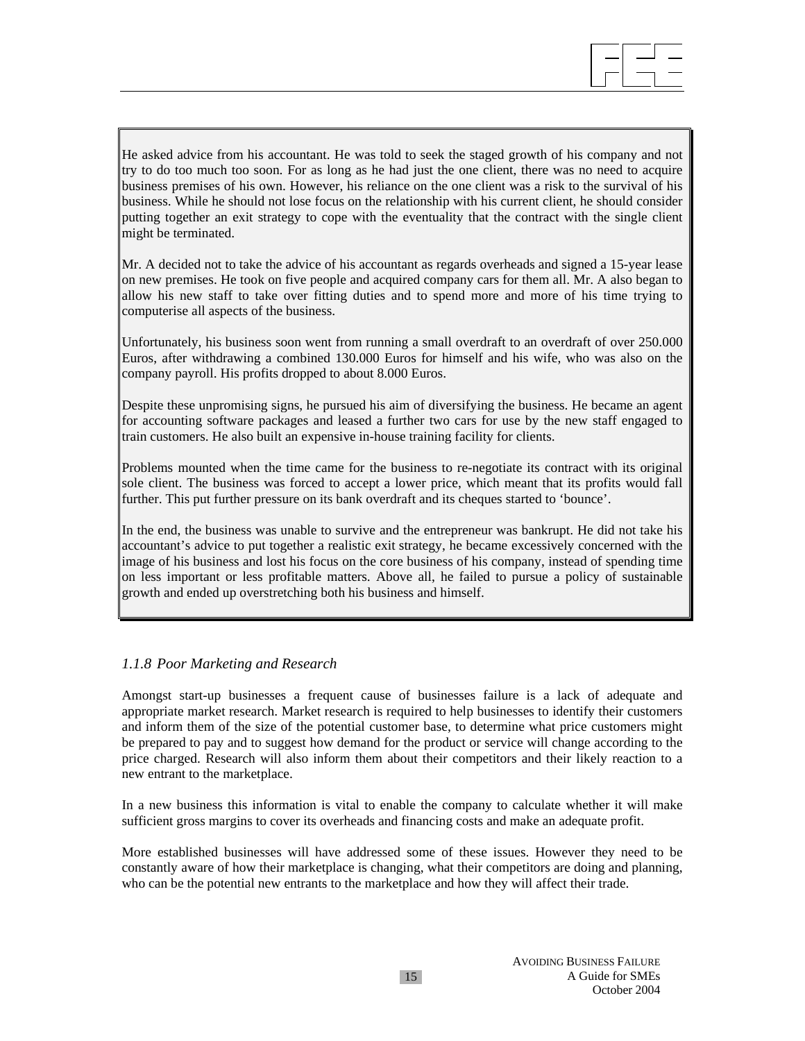He asked advice from his accountant. He was told to seek the staged growth of his company and not try to do too much too soon. For as long as he had just the one client, there was no need to acquire business premises of his own. However, his reliance on the one client was a risk to the survival of his business. While he should not lose focus on the relationship with his current client, he should consider putting together an exit strategy to cope with the eventuality that the contract with the single client might be terminated.

Mr. A decided not to take the advice of his accountant as regards overheads and signed a 15-year lease on new premises. He took on five people and acquired company cars for them all. Mr. A also began to allow his new staff to take over fitting duties and to spend more and more of his time trying to computerise all aspects of the business.

Unfortunately, his business soon went from running a small overdraft to an overdraft of over 250.000 Euros, after withdrawing a combined 130.000 Euros for himself and his wife, who was also on the company payroll. His profits dropped to about 8.000 Euros.

Despite these unpromising signs, he pursued his aim of diversifying the business. He became an agent for accounting software packages and leased a further two cars for use by the new staff engaged to train customers. He also built an expensive in-house training facility for clients.

Problems mounted when the time came for the business to re-negotiate its contract with its original sole client. The business was forced to accept a lower price, which meant that its profits would fall further. This put further pressure on its bank overdraft and its cheques started to 'bounce'.

In the end, the business was unable to survive and the entrepreneur was bankrupt. He did not take his accountant's advice to put together a realistic exit strategy, he became excessively concerned with the image of his business and lost his focus on the core business of his company, instead of spending time on less important or less profitable matters. Above all, he failed to pursue a policy of sustainable growth and ended up overstretching both his business and himself.

### *1.1.8 Poor Marketing and Research*

Amongst start-up businesses a frequent cause of businesses failure is a lack of adequate and appropriate market research. Market research is required to help businesses to identify their customers and inform them of the size of the potential customer base, to determine what price customers might be prepared to pay and to suggest how demand for the product or service will change according to the price charged. Research will also inform them about their competitors and their likely reaction to a new entrant to the marketplace.

In a new business this information is vital to enable the company to calculate whether it will make sufficient gross margins to cover its overheads and financing costs and make an adequate profit.

More established businesses will have addressed some of these issues. However they need to be constantly aware of how their marketplace is changing, what their competitors are doing and planning, who can be the potential new entrants to the marketplace and how they will affect their trade.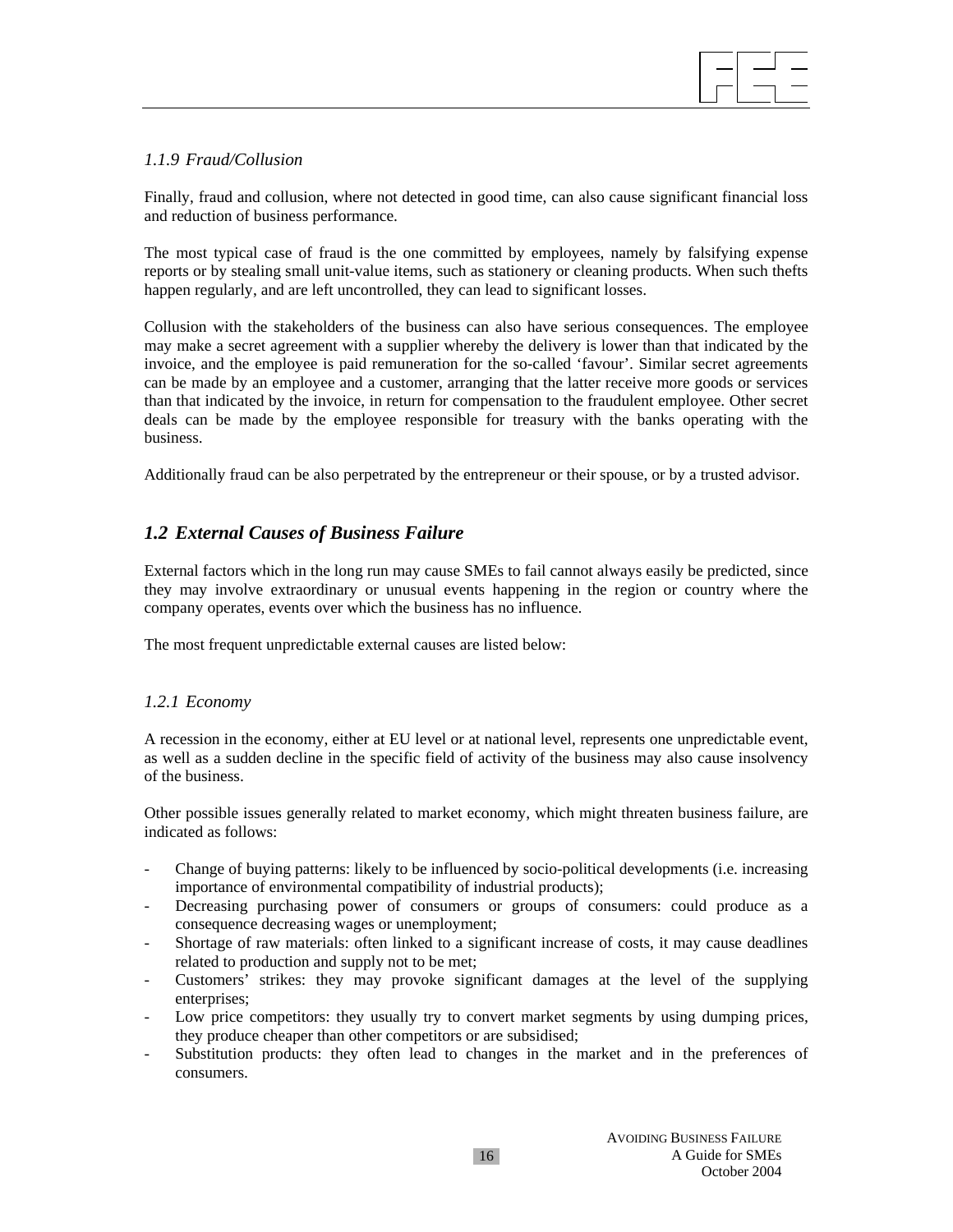### *1.1.9 Fraud/Collusion*

Finally, fraud and collusion, where not detected in good time, can also cause significant financial loss and reduction of business performance.

The most typical case of fraud is the one committed by employees, namely by falsifying expense reports or by stealing small unit-value items, such as stationery or cleaning products. When such thefts happen regularly, and are left uncontrolled, they can lead to significant losses.

Collusion with the stakeholders of the business can also have serious consequences. The employee may make a secret agreement with a supplier whereby the delivery is lower than that indicated by the invoice, and the employee is paid remuneration for the so-called 'favour'. Similar secret agreements can be made by an employee and a customer, arranging that the latter receive more goods or services than that indicated by the invoice, in return for compensation to the fraudulent employee. Other secret deals can be made by the employee responsible for treasury with the banks operating with the business.

Additionally fraud can be also perpetrated by the entrepreneur or their spouse, or by a trusted advisor.

## *1.2 External Causes of Business Failure*

External factors which in the long run may cause SMEs to fail cannot always easily be predicted, since they may involve extraordinary or unusual events happening in the region or country where the company operates, events over which the business has no influence.

The most frequent unpredictable external causes are listed below:

### *1.2.1 Economy*

A recession in the economy, either at EU level or at national level, represents one unpredictable event, as well as a sudden decline in the specific field of activity of the business may also cause insolvency of the business.

Other possible issues generally related to market economy, which might threaten business failure, are indicated as follows:

- Change of buying patterns: likely to be influenced by socio-political developments (i.e. increasing importance of environmental compatibility of industrial products);
- Decreasing purchasing power of consumers or groups of consumers: could produce as a consequence decreasing wages or unemployment;
- Shortage of raw materials: often linked to a significant increase of costs, it may cause deadlines related to production and supply not to be met;
- Customers' strikes: they may provoke significant damages at the level of the supplying enterprises;
- Low price competitors: they usually try to convert market segments by using dumping prices, they produce cheaper than other competitors or are subsidised;
- Substitution products: they often lead to changes in the market and in the preferences of consumers.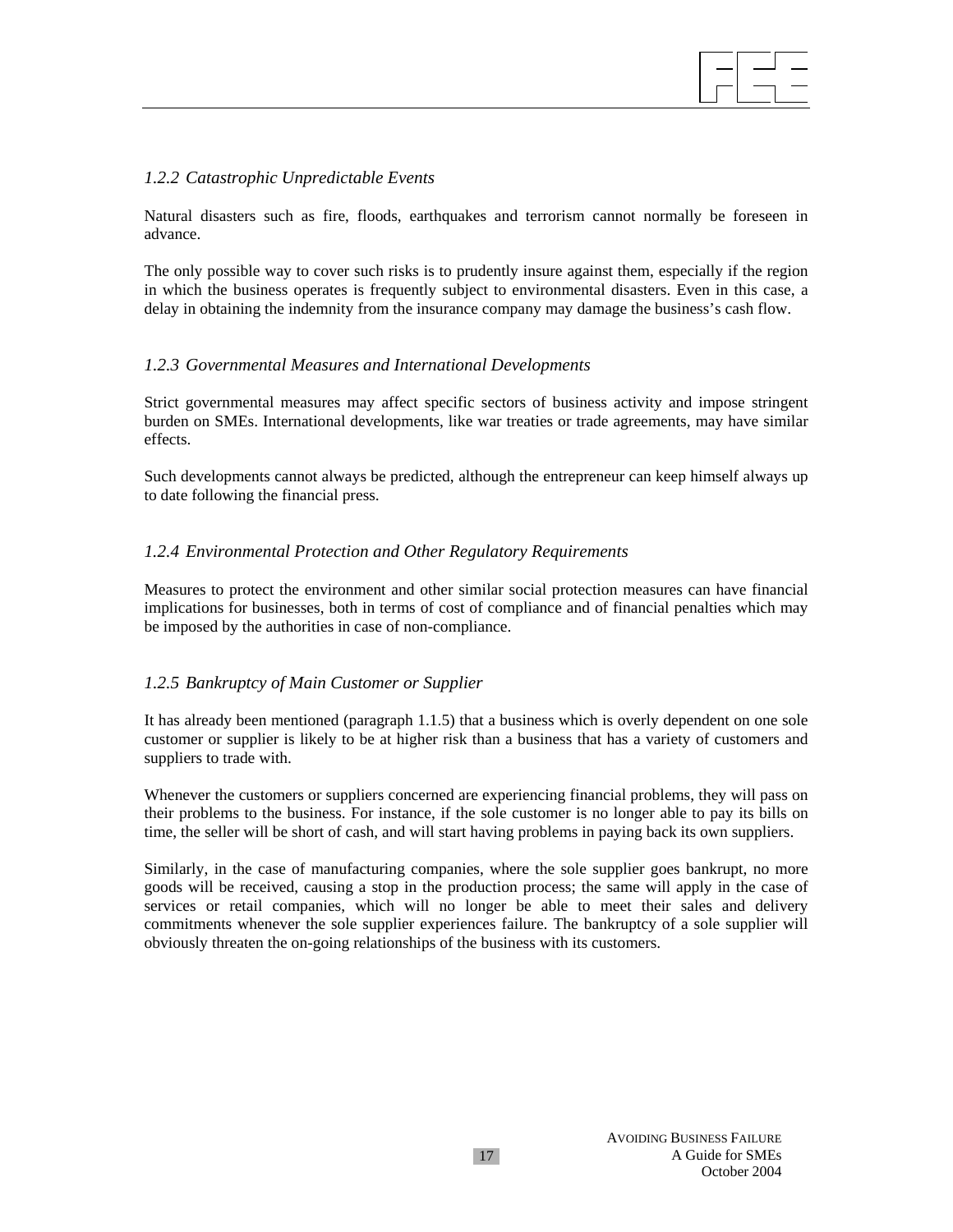### *1.2.2 Catastrophic Unpredictable Events*

Natural disasters such as fire, floods, earthquakes and terrorism cannot normally be foreseen in advance.

The only possible way to cover such risks is to prudently insure against them, especially if the region in which the business operates is frequently subject to environmental disasters. Even in this case, a delay in obtaining the indemnity from the insurance company may damage the business's cash flow.

### *1.2.3 Governmental Measures and International Developments*

Strict governmental measures may affect specific sectors of business activity and impose stringent burden on SMEs. International developments, like war treaties or trade agreements, may have similar effects.

Such developments cannot always be predicted, although the entrepreneur can keep himself always up to date following the financial press.

### *1.2.4 Environmental Protection and Other Regulatory Requirements*

Measures to protect the environment and other similar social protection measures can have financial implications for businesses, both in terms of cost of compliance and of financial penalties which may be imposed by the authorities in case of non-compliance.

### *1.2.5 Bankruptcy of Main Customer or Supplier*

It has already been mentioned (paragraph 1.1.5) that a business which is overly dependent on one sole customer or supplier is likely to be at higher risk than a business that has a variety of customers and suppliers to trade with.

Whenever the customers or suppliers concerned are experiencing financial problems, they will pass on their problems to the business. For instance, if the sole customer is no longer able to pay its bills on time, the seller will be short of cash, and will start having problems in paying back its own suppliers.

Similarly, in the case of manufacturing companies, where the sole supplier goes bankrupt, no more goods will be received, causing a stop in the production process; the same will apply in the case of services or retail companies, which will no longer be able to meet their sales and delivery commitments whenever the sole supplier experiences failure. The bankruptcy of a sole supplier will obviously threaten the on-going relationships of the business with its customers.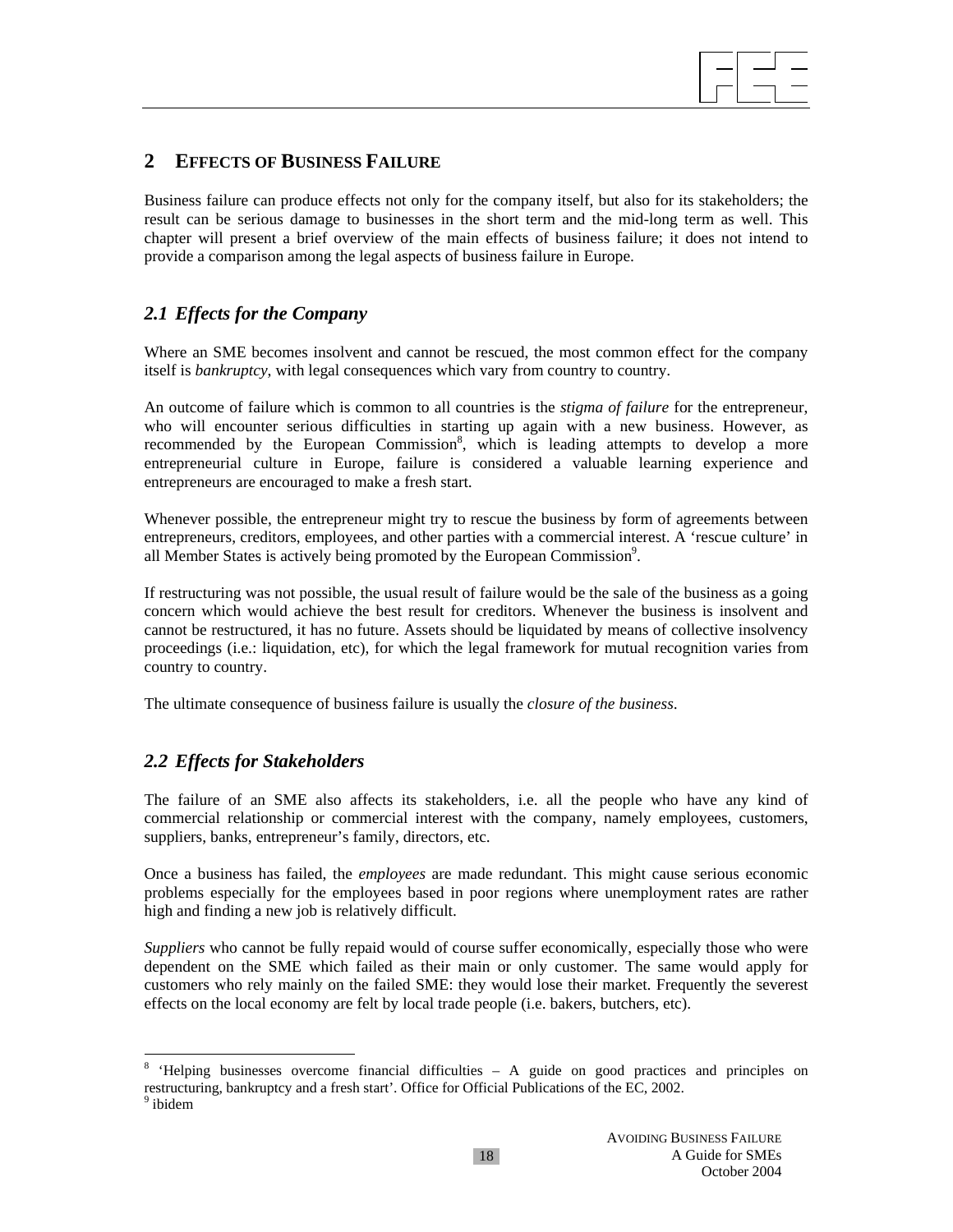## 2 EFFECTS OF BUSINESS FAILURE

Business failure can produce effects not only for the company itself, but also for its stakeholders; the result can be serious damage to businesses in the short term and the mid-long term as well. This chapter will present a brief overview of the main effects of business failure; it does not intend to provide a comparison among the legal aspects of business failure in Europe.

### *2.1 Effects for the Company*

Where an SME becomes insolvent and cannot be rescued, the most common effect for the company itself is *bankruptcy*, with legal consequences which vary from country to country.

An outcome of failure which is common to all countries is the *stigma of failure* for the entrepreneur, who will encounter serious difficulties in starting up again with a new business. However, as recommended by the European Commission[8], which is leading attempts to develop a more entrepreneurial culture in Europe, failure is considered a valuable learning experience and entrepreneurs are encouraged to make a fresh start.

Whenever possible, the entrepreneur might try to rescue the business by form of agreements between entrepreneurs, creditors, employees, and other parties with a commercial interest. A 'rescue culture' in all Member States is actively being promoted by the European Commission[9].

If restructuring was not possible, the usual result of failure would be the sale of the business as a going concern which would achieve the best result for creditors. Whenever the business is insolvent and cannot be restructured, it has no future. Assets should be liquidated by means of collective insolvency proceedings (i.e.: liquidation, etc), for which the legal framework for mutual recognition varies from country to country.

The ultimate consequence of business failure is usually the *closure of the business*.

### *2.2 Effects for Stakeholders*

The failure of an SME also affects its stakeholders, i.e. all the people who have any kind of commercial relationship or commercial interest with the company, namely employees, customers, suppliers, banks, entrepreneur's family, directors, etc.

Once a business has failed, the *employees* are made redundant. This might cause serious economic problems especially for the employees based in poor regions where unemployment rates are rather high and finding a new job is relatively difficult.

*Suppliers* who cannot be fully repaid would of course suffer economically, especially those who were dependent on the SME which failed as their main or only customer. The same would apply for customers who rely mainly on the failed SME: they would lose their market. Frequently the severest effects on the local economy are felt by local trade people (i.e. bakers, butchers, etc).

---

[8] 'Helping businesses overcome financial difficulties – A guide on good practices and principles on restructuring, bankruptcy and a fresh start'. Office for Official Publications of the EC, 2002.

[9] ibidem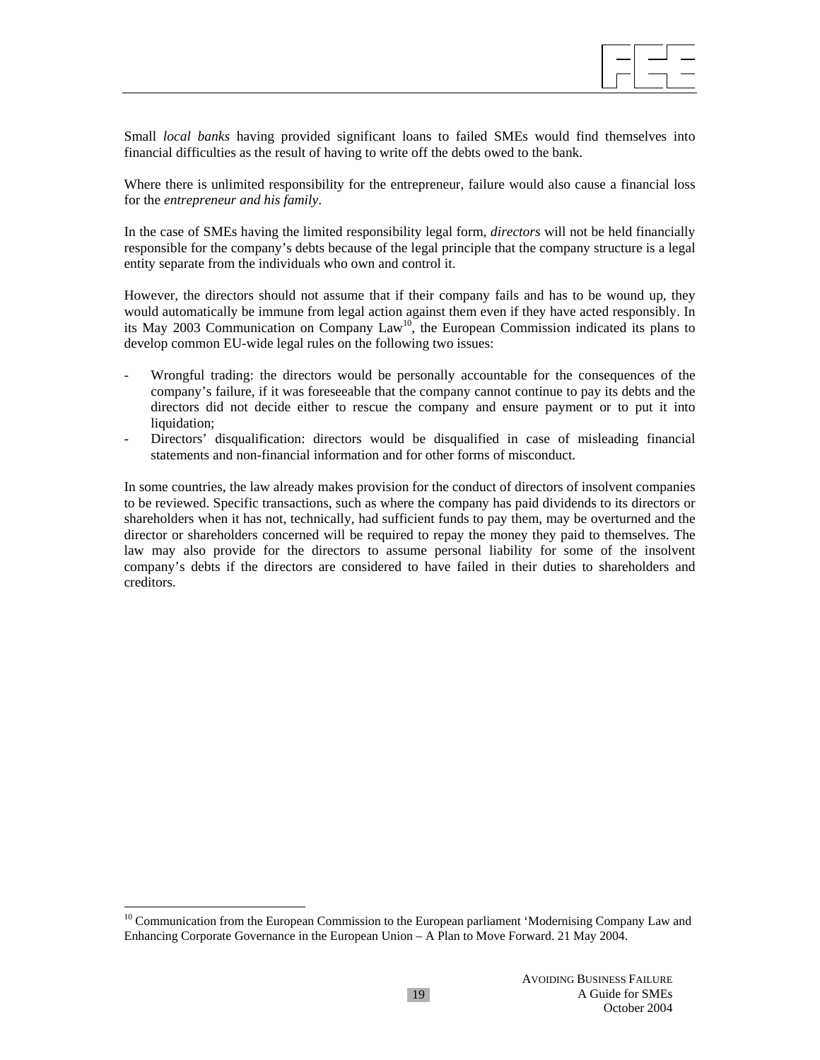Small *local banks* having provided significant loans to failed SMEs would find themselves into financial difficulties as the result of having to write off the debts owed to the bank.

Where there is unlimited responsibility for the entrepreneur, failure would also cause a financial loss for the *entrepreneur and his family*.

In the case of SMEs having the limited responsibility legal form, *directors* will not be held financially responsible for the company's debts because of the legal principle that the company structure is a legal entity separate from the individuals who own and control it.

However, the directors should not assume that if their company fails and has to be wound up, they would automatically be immune from legal action against them even if they have acted responsibly. In its May 2003 Communication on Company Law[10], the European Commission indicated its plans to develop common EU-wide legal rules on the following two issues:

- Wrongful trading: the directors would be personally accountable for the consequences of the company's failure, if it was foreseeable that the company cannot continue to pay its debts and the directors did not decide either to rescue the company and ensure payment or to put it into liquidation;
- Directors' disqualification: directors would be disqualified in case of misleading financial statements and non-financial information and for other forms of misconduct.

In some countries, the law already makes provision for the conduct of directors of insolvent companies to be reviewed. Specific transactions, such as where the company has paid dividends to its directors or shareholders when it has not, technically, had sufficient funds to pay them, may be overturned and the director or shareholders concerned will be required to repay the money they paid to themselves. The law may also provide for the directors to assume personal liability for some of the insolvent company's debts if the directors are considered to have failed in their duties to shareholders and creditors.

---

[10] Communication from the European Commission to the European parliament 'Modernising Company Law and Enhancing Corporate Governance in the European Union – A Plan to Move Forward. 21 May 2004.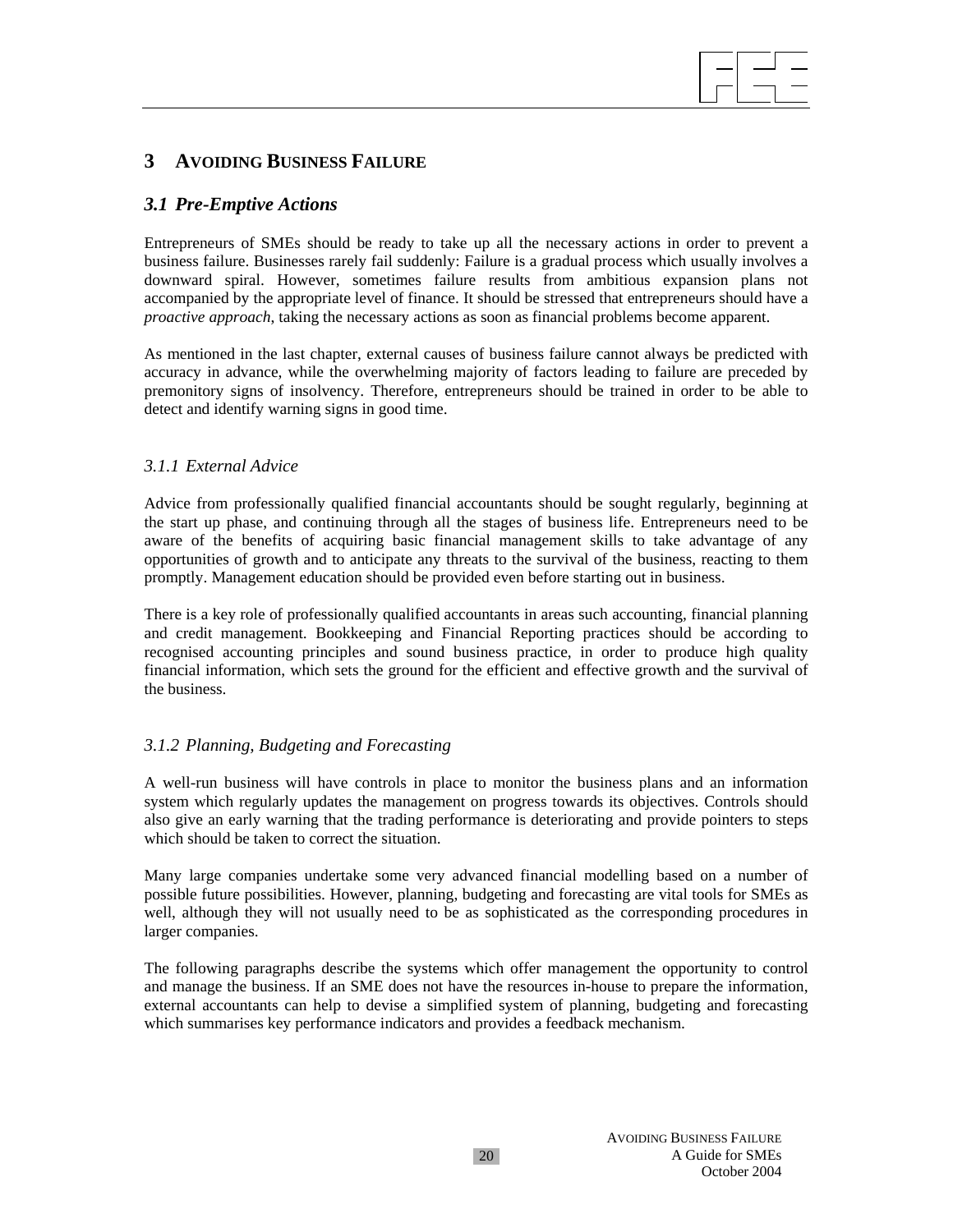# 3 AVOIDING BUSINESS FAILURE

## *3.1 Pre-Emptive Actions*

Entrepreneurs of SMEs should be ready to take up all the necessary actions in order to prevent a business failure. Businesses rarely fail suddenly: Failure is a gradual process which usually involves a downward spiral. However, sometimes failure results from ambitious expansion plans not accompanied by the appropriate level of finance. It should be stressed that entrepreneurs should have a *proactive approach*, taking the necessary actions as soon as financial problems become apparent.

As mentioned in the last chapter, external causes of business failure cannot always be predicted with accuracy in advance, while the overwhelming majority of factors leading to failure are preceded by premonitory signs of insolvency. Therefore, entrepreneurs should be trained in order to be able to detect and identify warning signs in good time.

### *3.1.1 External Advice*

Advice from professionally qualified financial accountants should be sought regularly, beginning at the start up phase, and continuing through all the stages of business life. Entrepreneurs need to be aware of the benefits of acquiring basic financial management skills to take advantage of any opportunities of growth and to anticipate any threats to the survival of the business, reacting to them promptly. Management education should be provided even before starting out in business.

There is a key role of professionally qualified accountants in areas such accounting, financial planning and credit management. Bookkeeping and Financial Reporting practices should be according to recognised accounting principles and sound business practice, in order to produce high quality financial information, which sets the ground for the efficient and effective growth and the survival of the business.

### *3.1.2 Planning, Budgeting and Forecasting*

A well-run business will have controls in place to monitor the business plans and an information system which regularly updates the management on progress towards its objectives. Controls should also give an early warning that the trading performance is deteriorating and provide pointers to steps which should be taken to correct the situation.

Many large companies undertake some very advanced financial modelling based on a number of possible future possibilities. However, planning, budgeting and forecasting are vital tools for SMEs as well, although they will not usually need to be as sophisticated as the corresponding procedures in larger companies.

The following paragraphs describe the systems which offer management the opportunity to control and manage the business. If an SME does not have the resources in-house to prepare the information, external accountants can help to devise a simplified system of planning, budgeting and forecasting which summarises key performance indicators and provides a feedback mechanism.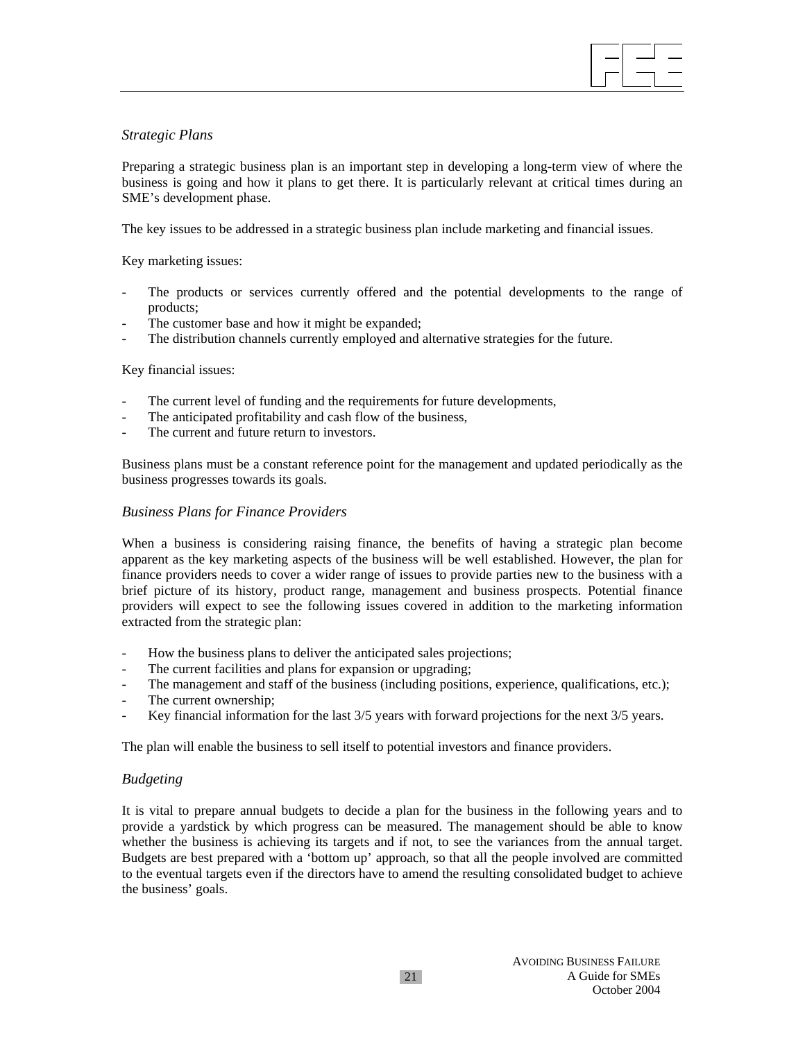### *Strategic Plans*

Preparing a strategic business plan is an important step in developing a long-term view of where the business is going and how it plans to get there. It is particularly relevant at critical times during an SME's development phase.

The key issues to be addressed in a strategic business plan include marketing and financial issues.

Key marketing issues:

- The products or services currently offered and the potential developments to the range of products;
- The customer base and how it might be expanded;
- The distribution channels currently employed and alternative strategies for the future.

Key financial issues:

- The current level of funding and the requirements for future developments,
- The anticipated profitability and cash flow of the business,
- The current and future return to investors.

Business plans must be a constant reference point for the management and updated periodically as the business progresses towards its goals.

### *Business Plans for Finance Providers*

When a business is considering raising finance, the benefits of having a strategic plan become apparent as the key marketing aspects of the business will be well established. However, the plan for finance providers needs to cover a wider range of issues to provide parties new to the business with a brief picture of its history, product range, management and business prospects. Potential finance providers will expect to see the following issues covered in addition to the marketing information extracted from the strategic plan:

- How the business plans to deliver the anticipated sales projections;
- The current facilities and plans for expansion or upgrading;
- The management and staff of the business (including positions, experience, qualifications, etc.);
- The current ownership;
- Key financial information for the last 3/5 years with forward projections for the next 3/5 years.

The plan will enable the business to sell itself to potential investors and finance providers.

### *Budgeting*

It is vital to prepare annual budgets to decide a plan for the business in the following years and to provide a yardstick by which progress can be measured. The management should be able to know whether the business is achieving its targets and if not, to see the variances from the annual target. Budgets are best prepared with a 'bottom up' approach, so that all the people involved are committed to the eventual targets even if the directors have to amend the resulting consolidated budget to achieve the business' goals.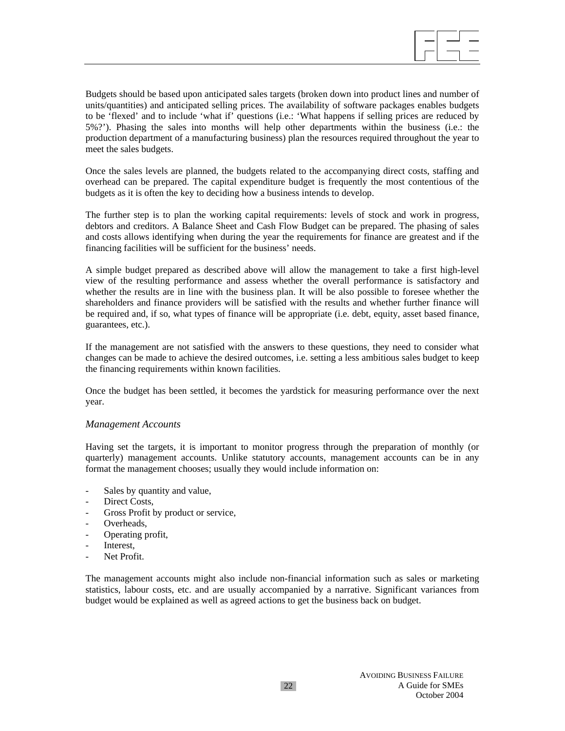Budgets should be based upon anticipated sales targets (broken down into product lines and number of units/quantities) and anticipated selling prices. The availability of software packages enables budgets to be 'flexed' and to include 'what if' questions (i.e.: 'What happens if selling prices are reduced by 5%?'). Phasing the sales into months will help other departments within the business (i.e.: the production department of a manufacturing business) plan the resources required throughout the year to meet the sales budgets.

Once the sales levels are planned, the budgets related to the accompanying direct costs, staffing and overhead can be prepared. The capital expenditure budget is frequently the most contentious of the budgets as it is often the key to deciding how a business intends to develop.

The further step is to plan the working capital requirements: levels of stock and work in progress, debtors and creditors. A Balance Sheet and Cash Flow Budget can be prepared. The phasing of sales and costs allows identifying when during the year the requirements for finance are greatest and if the financing facilities will be sufficient for the business' needs.

A simple budget prepared as described above will allow the management to take a first high-level view of the resulting performance and assess whether the overall performance is satisfactory and whether the results are in line with the business plan. It will be also possible to foresee whether the shareholders and finance providers will be satisfied with the results and whether further finance will be required and, if so, what types of finance will be appropriate (i.e. debt, equity, asset based finance, guarantees, etc.).

If the management are not satisfied with the answers to these questions, they need to consider what changes can be made to achieve the desired outcomes, i.e. setting a less ambitious sales budget to keep the financing requirements within known facilities.

Once the budget has been settled, it becomes the yardstick for measuring performance over the next year.

*Management Accounts*

Having set the targets, it is important to monitor progress through the preparation of monthly (or quarterly) management accounts. Unlike statutory accounts, management accounts can be in any format the management chooses; usually they would include information on:

- Sales by quantity and value,
- Direct Costs,
- Gross Profit by product or service,
- Overheads,
- Operating profit,
- Interest,
- Net Profit.

The management accounts might also include non-financial information such as sales or marketing statistics, labour costs, etc. and are usually accompanied by a narrative. Significant variances from budget would be explained as well as agreed actions to get the business back on budget.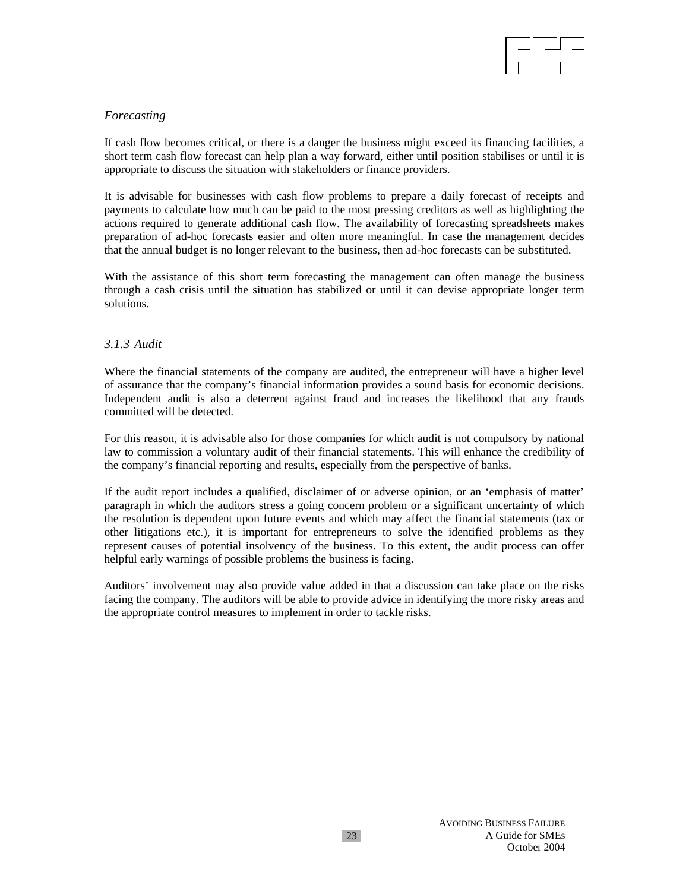*Forecasting*

If cash flow becomes critical, or there is a danger the business might exceed its financing facilities, a short term cash flow forecast can help plan a way forward, either until position stabilises or until it is appropriate to discuss the situation with stakeholders or finance providers.

It is advisable for businesses with cash flow problems to prepare a daily forecast of receipts and payments to calculate how much can be paid to the most pressing creditors as well as highlighting the actions required to generate additional cash flow. The availability of forecasting spreadsheets makes preparation of ad-hoc forecasts easier and often more meaningful. In case the management decides that the annual budget is no longer relevant to the business, then ad-hoc forecasts can be substituted.

With the assistance of this short term forecasting the management can often manage the business through a cash crisis until the situation has stabilized or until it can devise appropriate longer term solutions.

### *3.1.3 Audit*

Where the financial statements of the company are audited, the entrepreneur will have a higher level of assurance that the company's financial information provides a sound basis for economic decisions. Independent audit is also a deterrent against fraud and increases the likelihood that any frauds committed will be detected.

For this reason, it is advisable also for those companies for which audit is not compulsory by national law to commission a voluntary audit of their financial statements. This will enhance the credibility of the company's financial reporting and results, especially from the perspective of banks.

If the audit report includes a qualified, disclaimer of or adverse opinion, or an 'emphasis of matter' paragraph in which the auditors stress a going concern problem or a significant uncertainty of which the resolution is dependent upon future events and which may affect the financial statements (tax or other litigations etc.), it is important for entrepreneurs to solve the identified problems as they represent causes of potential insolvency of the business. To this extent, the audit process can offer helpful early warnings of possible problems the business is facing.

Auditors' involvement may also provide value added in that a discussion can take place on the risks facing the company. The auditors will be able to provide advice in identifying the more risky areas and the appropriate control measures to implement in order to tackle risks.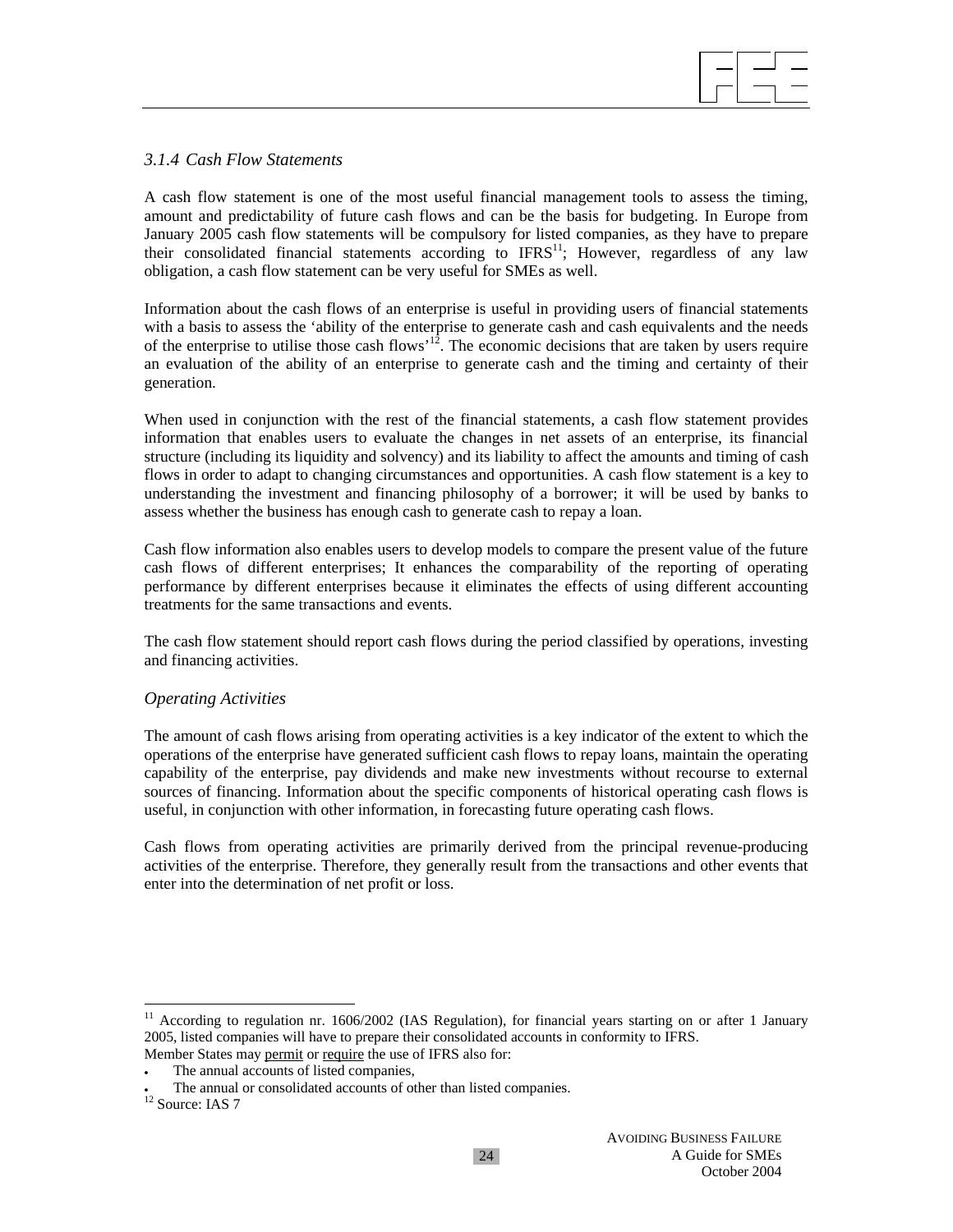### *3.1.4 Cash Flow Statements*

A cash flow statement is one of the most useful financial management tools to assess the timing, amount and predictability of future cash flows and can be the basis for budgeting. In Europe from January 2005 cash flow statements will be compulsory for listed companies, as they have to prepare their consolidated financial statements according to IFRS[11]; However, regardless of any law obligation, a cash flow statement can be very useful for SMEs as well.

Information about the cash flows of an enterprise is useful in providing users of financial statements with a basis to assess the 'ability of the enterprise to generate cash and cash equivalents and the needs of the enterprise to utilise those cash flows'[12]. The economic decisions that are taken by users require an evaluation of the ability of an enterprise to generate cash and the timing and certainty of their generation.

When used in conjunction with the rest of the financial statements, a cash flow statement provides information that enables users to evaluate the changes in net assets of an enterprise, its financial structure (including its liquidity and solvency) and its liability to affect the amounts and timing of cash flows in order to adapt to changing circumstances and opportunities. A cash flow statement is a key to understanding the investment and financing philosophy of a borrower; it will be used by banks to assess whether the business has enough cash to generate cash to repay a loan.

Cash flow information also enables users to develop models to compare the present value of the future cash flows of different enterprises; It enhances the comparability of the reporting of operating performance by different enterprises because it eliminates the effects of using different accounting treatments for the same transactions and events.

The cash flow statement should report cash flows during the period classified by operations, investing and financing activities.

*Operating Activities*

The amount of cash flows arising from operating activities is a key indicator of the extent to which the operations of the enterprise have generated sufficient cash flows to repay loans, maintain the operating capability of the enterprise, pay dividends and make new investments without recourse to external sources of financing. Information about the specific components of historical operating cash flows is useful, in conjunction with other information, in forecasting future operating cash flows.

Cash flows from operating activities are primarily derived from the principal revenue-producing activities of the enterprise. Therefore, they generally result from the transactions and other events that enter into the determination of net profit or loss.

---

[11] According to regulation nr. 1606/2002 (IAS Regulation), for financial years starting on or after 1 January 2005, listed companies will have to prepare their consolidated accounts in conformity to IFRS.
Member States may permit or require the use of IFRS also for:

- The annual accounts of listed companies,
- The annual or consolidated accounts of other than listed companies.

[12] Source: IAS 7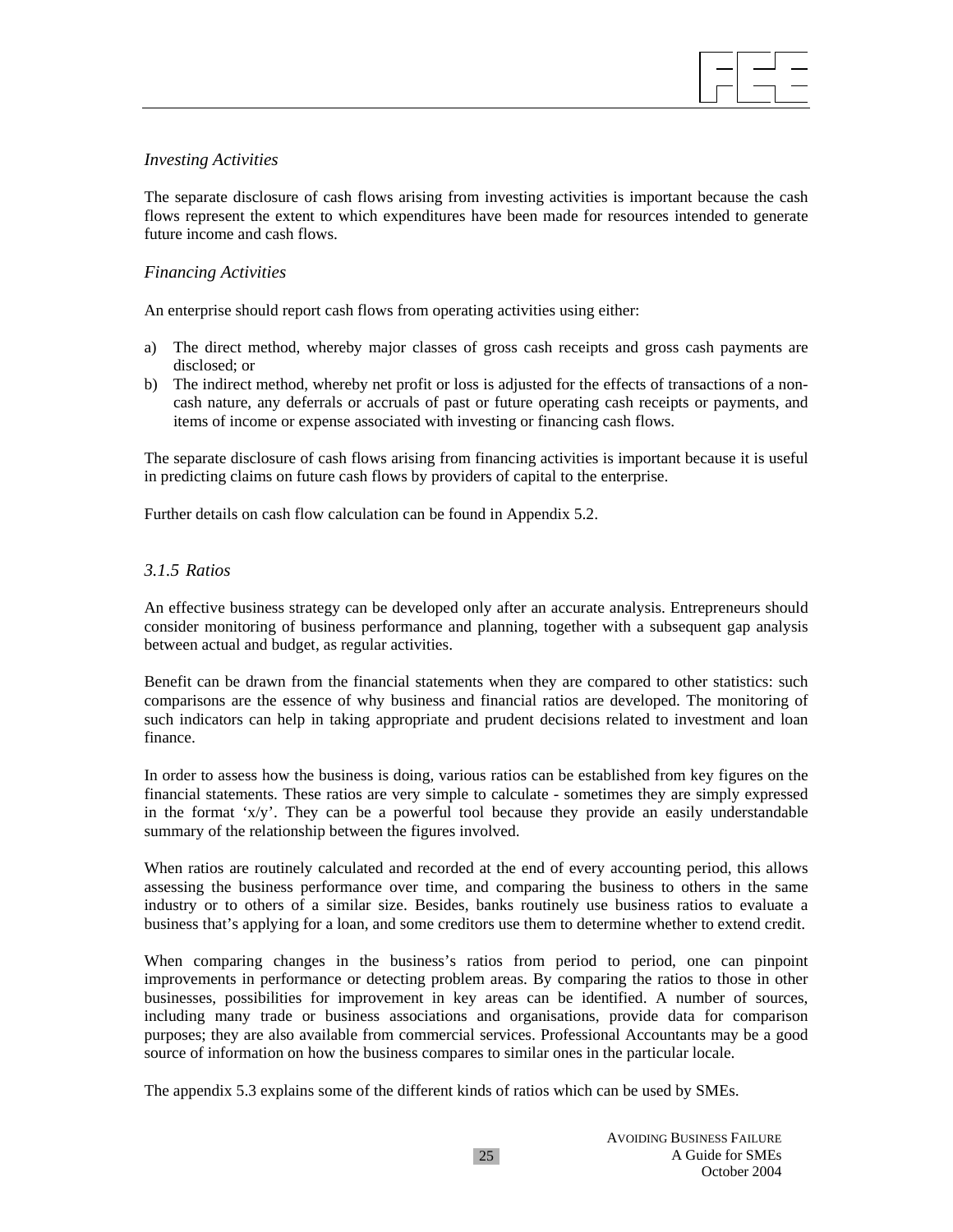*Investing Activities*

The separate disclosure of cash flows arising from investing activities is important because the cash flows represent the extent to which expenditures have been made for resources intended to generate future income and cash flows.

*Financing Activities*

An enterprise should report cash flows from operating activities using either:

a) The direct method, whereby major classes of gross cash receipts and gross cash payments are disclosed; or
b) The indirect method, whereby net profit or loss is adjusted for the effects of transactions of a non-cash nature, any deferrals or accruals of past or future operating cash receipts or payments, and items of income or expense associated with investing or financing cash flows.

The separate disclosure of cash flows arising from financing activities is important because it is useful in predicting claims on future cash flows by providers of capital to the enterprise.

Further details on cash flow calculation can be found in Appendix 5.2.

### *3.1.5 Ratios*

An effective business strategy can be developed only after an accurate analysis. Entrepreneurs should consider monitoring of business performance and planning, together with a subsequent gap analysis between actual and budget, as regular activities.

Benefit can be drawn from the financial statements when they are compared to other statistics: such comparisons are the essence of why business and financial ratios are developed. The monitoring of such indicators can help in taking appropriate and prudent decisions related to investment and loan finance.

In order to assess how the business is doing, various ratios can be established from key figures on the financial statements. These ratios are very simple to calculate - sometimes they are simply expressed in the format 'x/y'. They can be a powerful tool because they provide an easily understandable summary of the relationship between the figures involved.

When ratios are routinely calculated and recorded at the end of every accounting period, this allows assessing the business performance over time, and comparing the business to others in the same industry or to others of a similar size. Besides, banks routinely use business ratios to evaluate a business that's applying for a loan, and some creditors use them to determine whether to extend credit.

When comparing changes in the business's ratios from period to period, one can pinpoint improvements in performance or detecting problem areas. By comparing the ratios to those in other businesses, possibilities for improvement in key areas can be identified. A number of sources, including many trade or business associations and organisations, provide data for comparison purposes; they are also available from commercial services. Professional Accountants may be a good source of information on how the business compares to similar ones in the particular locale.

The appendix 5.3 explains some of the different kinds of ratios which can be used by SMEs.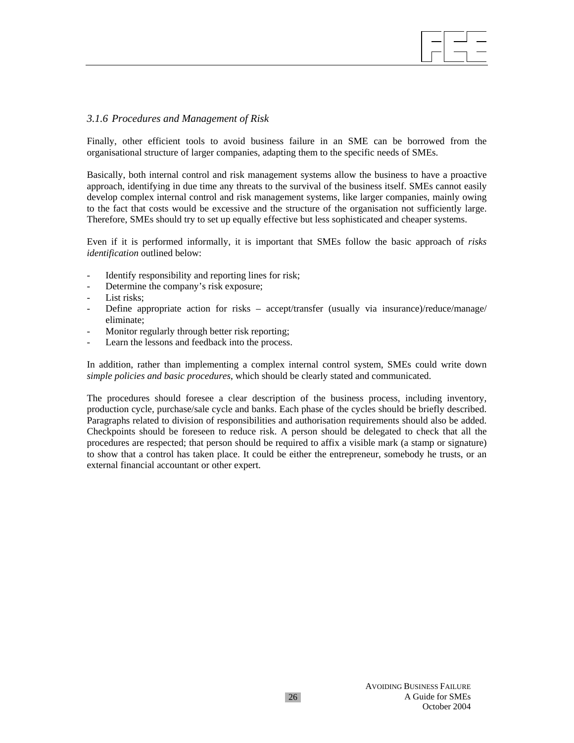### *3.1.6 Procedures and Management of Risk*

Finally, other efficient tools to avoid business failure in an SME can be borrowed from the organisational structure of larger companies, adapting them to the specific needs of SMEs.

Basically, both internal control and risk management systems allow the business to have a proactive approach, identifying in due time any threats to the survival of the business itself. SMEs cannot easily develop complex internal control and risk management systems, like larger companies, mainly owing to the fact that costs would be excessive and the structure of the organisation not sufficiently large. Therefore, SMEs should try to set up equally effective but less sophisticated and cheaper systems.

Even if it is performed informally, it is important that SMEs follow the basic approach of *risks identification* outlined below:

- Identify responsibility and reporting lines for risk;
- Determine the company's risk exposure;
- List risks;
- Define appropriate action for risks – accept/transfer (usually via insurance)/reduce/manage/ eliminate;
- Monitor regularly through better risk reporting;
- Learn the lessons and feedback into the process.

In addition, rather than implementing a complex internal control system, SMEs could write down *simple policies and basic procedures*, which should be clearly stated and communicated.

The procedures should foresee a clear description of the business process, including inventory, production cycle, purchase/sale cycle and banks. Each phase of the cycles should be briefly described. Paragraphs related to division of responsibilities and authorisation requirements should also be added. Checkpoints should be foreseen to reduce risk. A person should be delegated to check that all the procedures are respected; that person should be required to affix a visible mark (a stamp or signature) to show that a control has taken place. It could be either the entrepreneur, somebody he trusts, or an external financial accountant or other expert.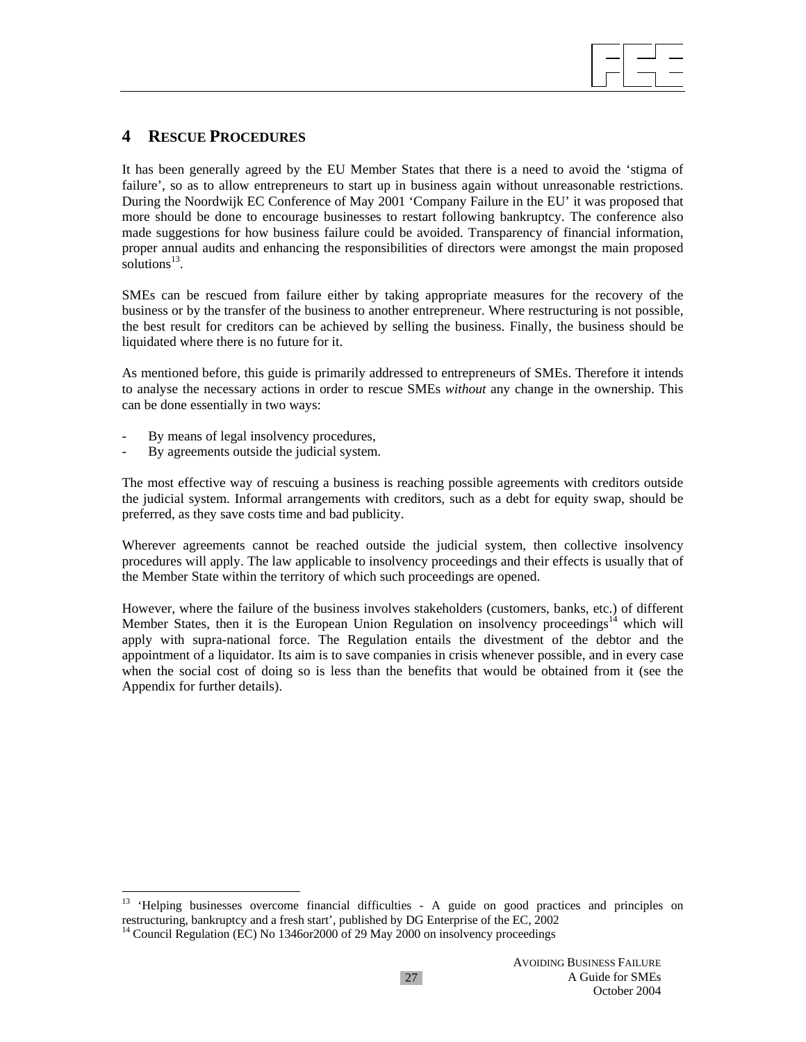# 4 RESCUE PROCEDURES

It has been generally agreed by the EU Member States that there is a need to avoid the 'stigma of failure', so as to allow entrepreneurs to start up in business again without unreasonable restrictions. During the Noordwijk EC Conference of May 2001 'Company Failure in the EU' it was proposed that more should be done to encourage businesses to restart following bankruptcy. The conference also made suggestions for how business failure could be avoided. Transparency of financial information, proper annual audits and enhancing the responsibilities of directors were amongst the main proposed solutions[13].

SMEs can be rescued from failure either by taking appropriate measures for the recovery of the business or by the transfer of the business to another entrepreneur. Where restructuring is not possible, the best result for creditors can be achieved by selling the business. Finally, the business should be liquidated where there is no future for it.

As mentioned before, this guide is primarily addressed to entrepreneurs of SMEs. Therefore it intends to analyse the necessary actions in order to rescue SMEs *without* any change in the ownership. This can be done essentially in two ways:

- By means of legal insolvency procedures,
- By agreements outside the judicial system.

The most effective way of rescuing a business is reaching possible agreements with creditors outside the judicial system. Informal arrangements with creditors, such as a debt for equity swap, should be preferred, as they save costs time and bad publicity.

Wherever agreements cannot be reached outside the judicial system, then collective insolvency procedures will apply. The law applicable to insolvency proceedings and their effects is usually that of the Member State within the territory of which such proceedings are opened.

However, where the failure of the business involves stakeholders (customers, banks, etc.) of different Member States, then it is the European Union Regulation on insolvency proceedings[14] which will apply with supra-national force. The Regulation entails the divestment of the debtor and the appointment of a liquidator. Its aim is to save companies in crisis whenever possible, and in every case when the social cost of doing so is less than the benefits that would be obtained from it (see the Appendix for further details).

---

[13] 'Helping businesses overcome financial difficulties - A guide on good practices and principles on restructuring, bankruptcy and a fresh start', published by DG Enterprise of the EC, 2002

[14] Council Regulation (EC) No 1346or2000 of 29 May 2000 on insolvency proceedings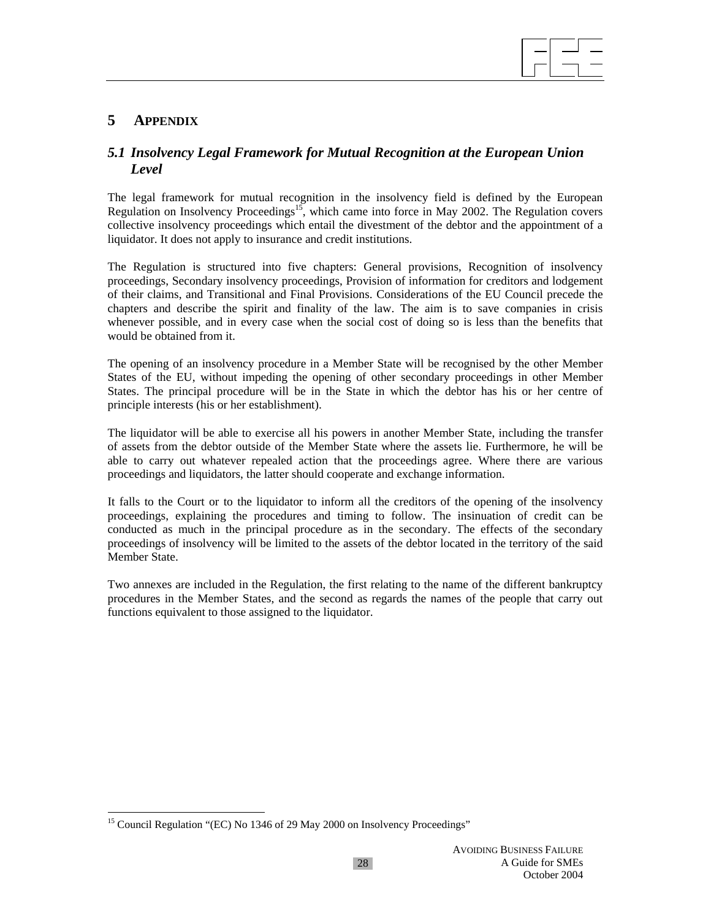# 5 APPENDIX

## *5.1 Insolvency Legal Framework for Mutual Recognition at the European Union Level*

The legal framework for mutual recognition in the insolvency field is defined by the European Regulation on Insolvency Proceedings[15], which came into force in May 2002. The Regulation covers collective insolvency proceedings which entail the divestment of the debtor and the appointment of a liquidator. It does not apply to insurance and credit institutions.

The Regulation is structured into five chapters: General provisions, Recognition of insolvency proceedings, Secondary insolvency proceedings, Provision of information for creditors and lodgement of their claims, and Transitional and Final Provisions. Considerations of the EU Council precede the chapters and describe the spirit and finality of the law. The aim is to save companies in crisis whenever possible, and in every case when the social cost of doing so is less than the benefits that would be obtained from it.

The opening of an insolvency procedure in a Member State will be recognised by the other Member States of the EU, without impeding the opening of other secondary proceedings in other Member States. The principal procedure will be in the State in which the debtor has his or her centre of principle interests (his or her establishment).

The liquidator will be able to exercise all his powers in another Member State, including the transfer of assets from the debtor outside of the Member State where the assets lie. Furthermore, he will be able to carry out whatever repealed action that the proceedings agree. Where there are various proceedings and liquidators, the latter should cooperate and exchange information.

It falls to the Court or to the liquidator to inform all the creditors of the opening of the insolvency proceedings, explaining the procedures and timing to follow. The insinuation of credit can be conducted as much in the principal procedure as in the secondary. The effects of the secondary proceedings of insolvency will be limited to the assets of the debtor located in the territory of the said Member State.

Two annexes are included in the Regulation, the first relating to the name of the different bankruptcy procedures in the Member States, and the second as regards the names of the people that carry out functions equivalent to those assigned to the liquidator.

---

[15] Council Regulation "(EC) No 1346 of 29 May 2000 on Insolvency Proceedings"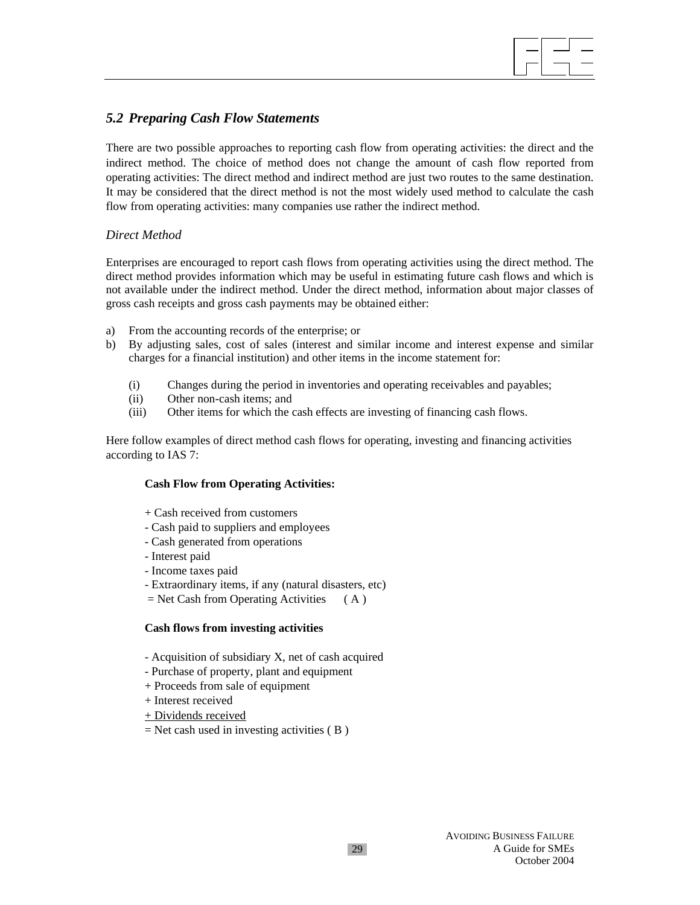## *5.2 Preparing Cash Flow Statements*

There are two possible approaches to reporting cash flow from operating activities: the direct and the indirect method. The choice of method does not change the amount of cash flow reported from operating activities: The direct method and indirect method are just two routes to the same destination. It may be considered that the direct method is not the most widely used method to calculate the cash flow from operating activities: many companies use rather the indirect method.

### *Direct Method*

Enterprises are encouraged to report cash flows from operating activities using the direct method. The direct method provides information which may be useful in estimating future cash flows and which is not available under the indirect method. Under the direct method, information about major classes of gross cash receipts and gross cash payments may be obtained either:

a) From the accounting records of the enterprise; or
b) By adjusting sales, cost of sales (interest and similar income and interest expense and similar charges for a financial institution) and other items in the income statement for:

    (i) Changes during the period in inventories and operating receivables and payables;
    (ii) Other non-cash items; and
    (iii) Other items for which the cash effects are investing of financing cash flows.

Here follow examples of direct method cash flows for operating, investing and financing activities according to IAS 7:

**Cash Flow from Operating Activities:**

\+ Cash received from customers
\- Cash paid to suppliers and employees
\- Cash generated from operations
\- Interest paid
\- Income taxes paid
\- Extraordinary items, if any (natural disasters, etc)
= Net Cash from Operating Activities ( A )

**Cash flows from investing activities**

\- Acquisition of subsidiary X, net of cash acquired
\- Purchase of property, plant and equipment
\+ Proceeds from sale of equipment
\+ Interest received
\+ Dividends received
= Net cash used in investing activities ( B )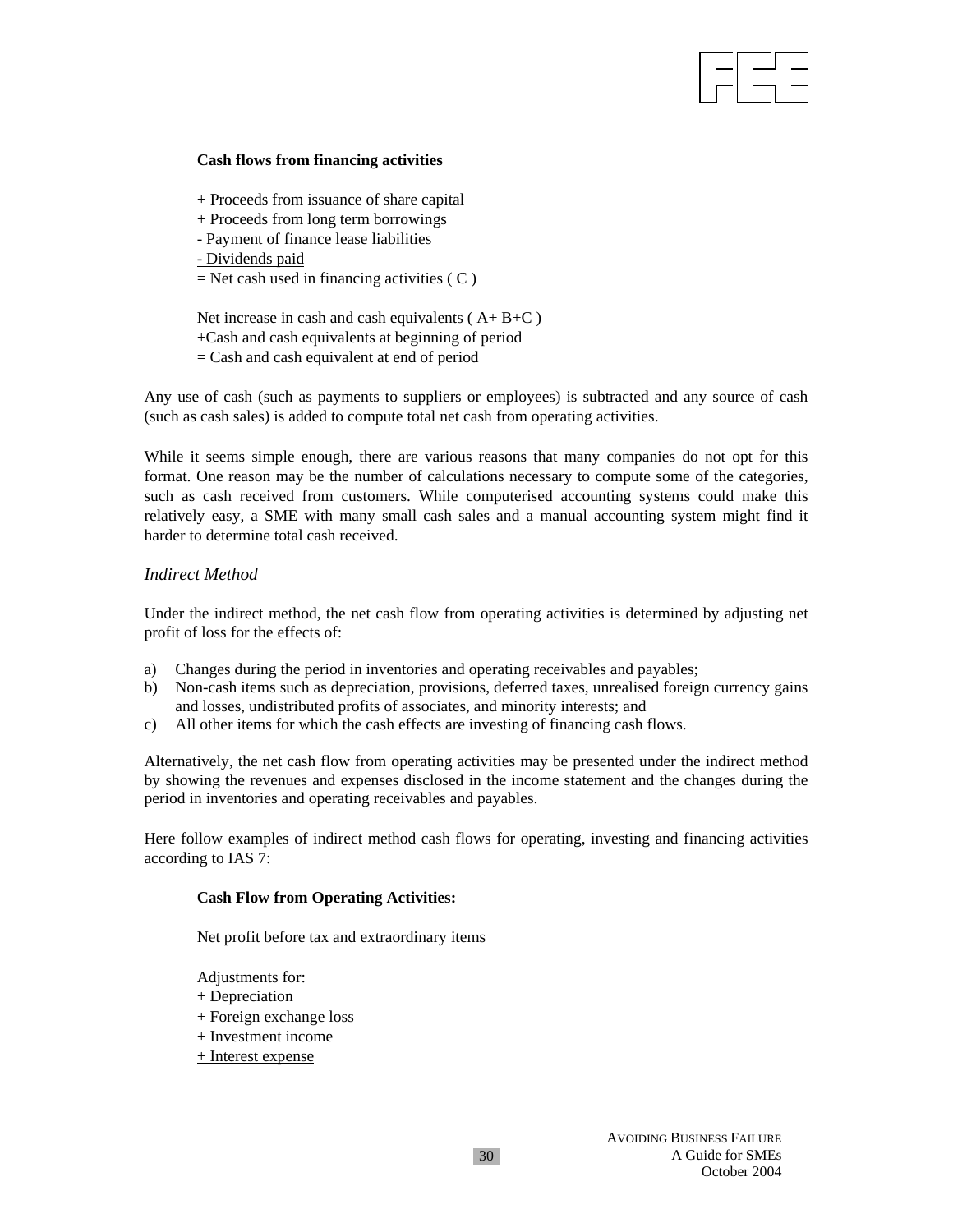**Cash flows from financing activities**

+ Proceeds from issuance of share capital  
+ Proceeds from long term borrowings  
- Payment of finance lease liabilities  
<u>- Dividends paid</u>  
= Net cash used in financing activities ( C )

Net increase in cash and cash equivalents ( A+ B+C )  
+Cash and cash equivalents at beginning of period  
= Cash and cash equivalent at end of period

Any use of cash (such as payments to suppliers or employees) is subtracted and any source of cash (such as cash sales) is added to compute total net cash from operating activities.

While it seems simple enough, there are various reasons that many companies do not opt for this format. One reason may be the number of calculations necessary to compute some of the categories, such as cash received from customers. While computerised accounting systems could make this relatively easy, a SME with many small cash sales and a manual accounting system might find it harder to determine total cash received.

*Indirect Method*

Under the indirect method, the net cash flow from operating activities is determined by adjusting net profit of loss for the effects of:

a) Changes during the period in inventories and operating receivables and payables;
b) Non-cash items such as depreciation, provisions, deferred taxes, unrealised foreign currency gains and losses, undistributed profits of associates, and minority interests; and
c) All other items for which the cash effects are investing of financing cash flows.

Alternatively, the net cash flow from operating activities may be presented under the indirect method by showing the revenues and expenses disclosed in the income statement and the changes during the period in inventories and operating receivables and payables.

Here follow examples of indirect method cash flows for operating, investing and financing activities according to IAS 7:

**Cash Flow from Operating Activities:**

Net profit before tax and extraordinary items

Adjustments for:  
+ Depreciation  
+ Foreign exchange loss  
+ Investment income  
<u>+ Interest expense</u>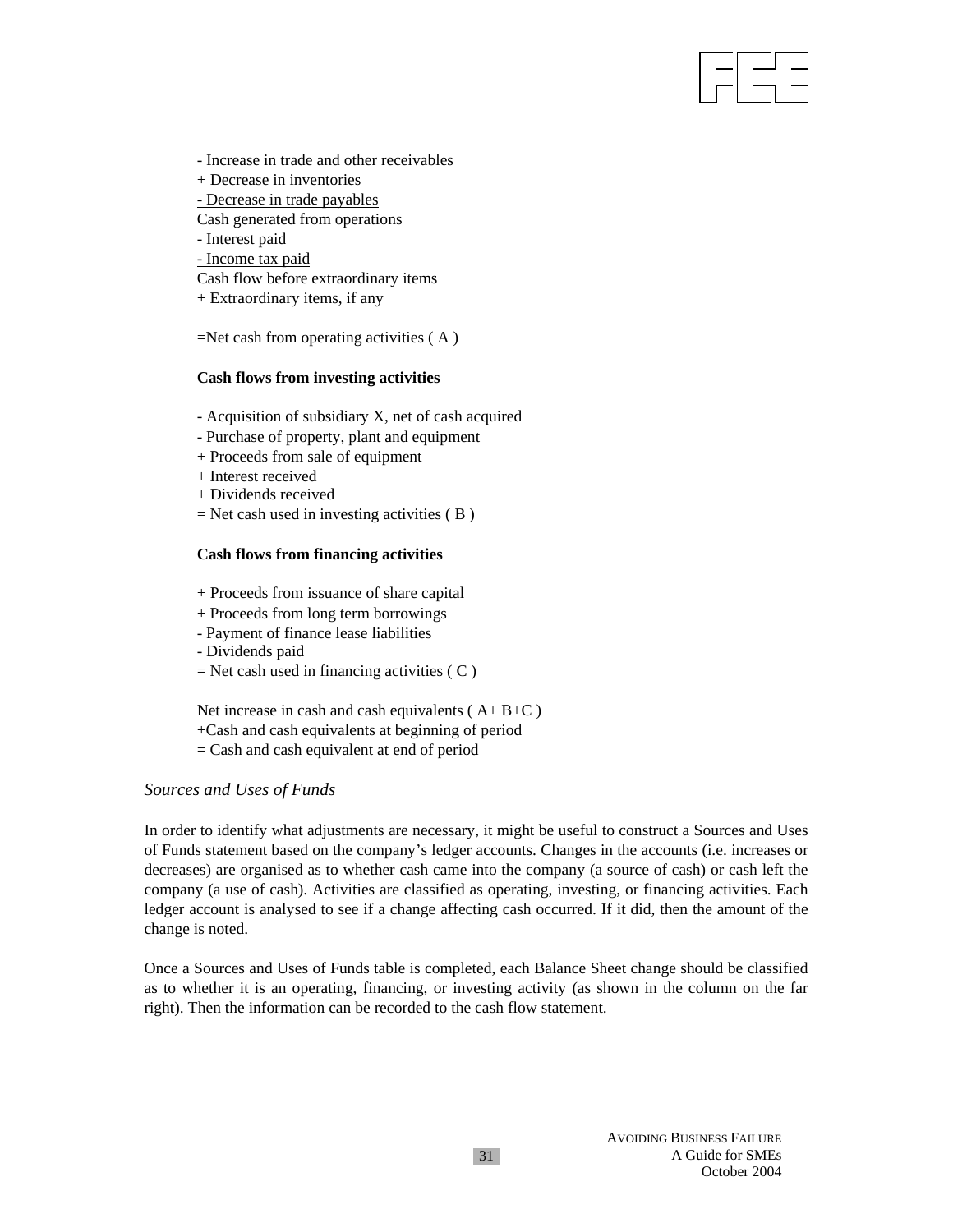- Increase in trade and other receivables
+ Decrease in inventories
<u>- Decrease in trade payables</u>
Cash generated from operations
- Interest paid
<u>- Income tax paid</u>
Cash flow before extraordinary items
<u>+ Extraordinary items, if any</u>

=Net cash from operating activities ( A )

**Cash flows from investing activities**

- Acquisition of subsidiary X, net of cash acquired
- Purchase of property, plant and equipment
+ Proceeds from sale of equipment
+ Interest received
+ Dividends received
= Net cash used in investing activities ( B )

**Cash flows from financing activities**

+ Proceeds from issuance of share capital
+ Proceeds from long term borrowings
- Payment of finance lease liabilities
- Dividends paid
= Net cash used in financing activities ( C )

Net increase in cash and cash equivalents ( A+ B+C )
+Cash and cash equivalents at beginning of period
= Cash and cash equivalent at end of period

### *Sources and Uses of Funds*

In order to identify what adjustments are necessary, it might be useful to construct a Sources and Uses of Funds statement based on the company's ledger accounts. Changes in the accounts (i.e. increases or decreases) are organised as to whether cash came into the company (a source of cash) or cash left the company (a use of cash). Activities are classified as operating, investing, or financing activities. Each ledger account is analysed to see if a change affecting cash occurred. If it did, then the amount of the change is noted.

Once a Sources and Uses of Funds table is completed, each Balance Sheet change should be classified as to whether it is an operating, financing, or investing activity (as shown in the column on the far right). Then the information can be recorded to the cash flow statement.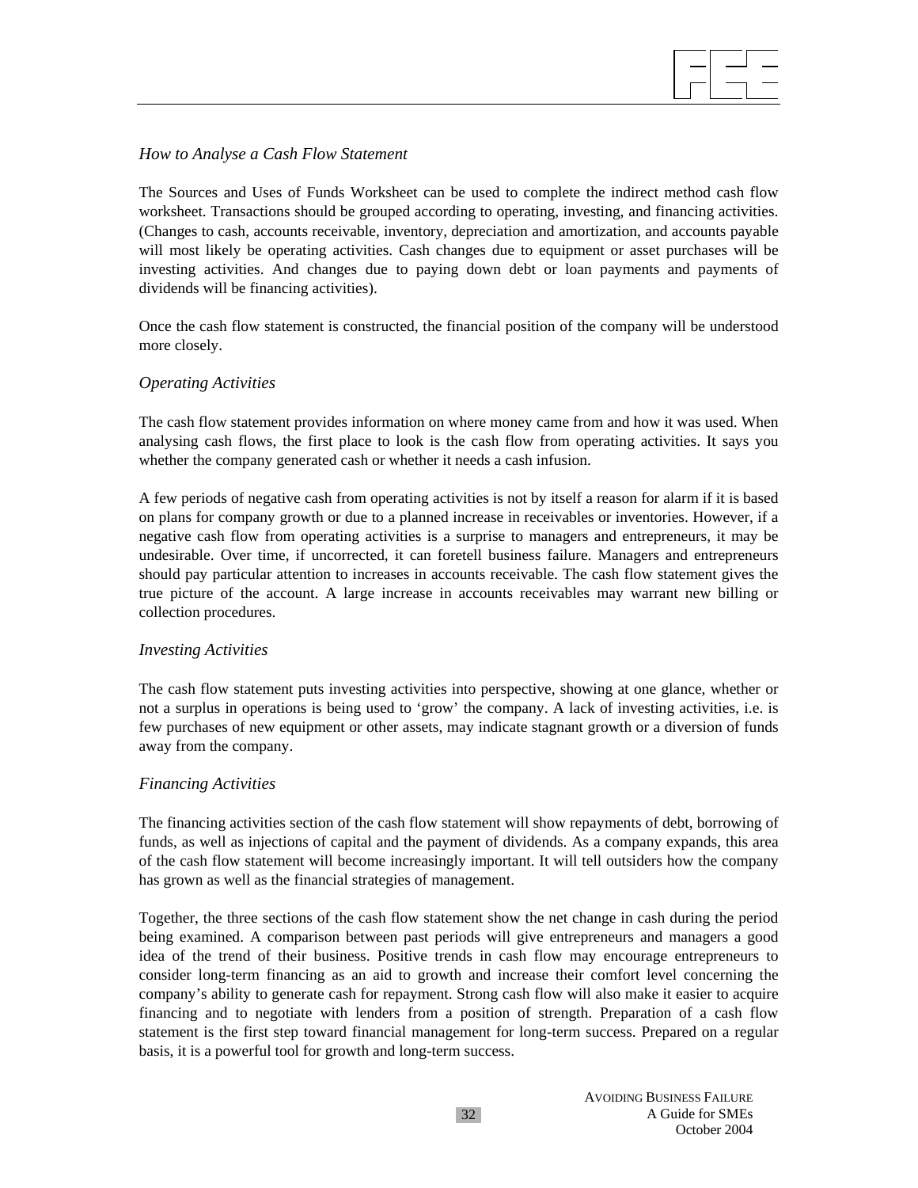*How to Analyse a Cash Flow Statement*

The Sources and Uses of Funds Worksheet can be used to complete the indirect method cash flow worksheet. Transactions should be grouped according to operating, investing, and financing activities. (Changes to cash, accounts receivable, inventory, depreciation and amortization, and accounts payable will most likely be operating activities. Cash changes due to equipment or asset purchases will be investing activities. And changes due to paying down debt or loan payments and payments of dividends will be financing activities).

Once the cash flow statement is constructed, the financial position of the company will be understood more closely.

*Operating Activities*

The cash flow statement provides information on where money came from and how it was used. When analysing cash flows, the first place to look is the cash flow from operating activities. It says you whether the company generated cash or whether it needs a cash infusion.

A few periods of negative cash from operating activities is not by itself a reason for alarm if it is based on plans for company growth or due to a planned increase in receivables or inventories. However, if a negative cash flow from operating activities is a surprise to managers and entrepreneurs, it may be undesirable. Over time, if uncorrected, it can foretell business failure. Managers and entrepreneurs should pay particular attention to increases in accounts receivable. The cash flow statement gives the true picture of the account. A large increase in accounts receivables may warrant new billing or collection procedures.

*Investing Activities*

The cash flow statement puts investing activities into perspective, showing at one glance, whether or not a surplus in operations is being used to 'grow' the company. A lack of investing activities, i.e. is few purchases of new equipment or other assets, may indicate stagnant growth or a diversion of funds away from the company.

*Financing Activities*

The financing activities section of the cash flow statement will show repayments of debt, borrowing of funds, as well as injections of capital and the payment of dividends. As a company expands, this area of the cash flow statement will become increasingly important. It will tell outsiders how the company has grown as well as the financial strategies of management.

Together, the three sections of the cash flow statement show the net change in cash during the period being examined. A comparison between past periods will give entrepreneurs and managers a good idea of the trend of their business. Positive trends in cash flow may encourage entrepreneurs to consider long-term financing as an aid to growth and increase their comfort level concerning the company's ability to generate cash for repayment. Strong cash flow will also make it easier to acquire financing and to negotiate with lenders from a position of strength. Preparation of a cash flow statement is the first step toward financial management for long-term success. Prepared on a regular basis, it is a powerful tool for growth and long-term success.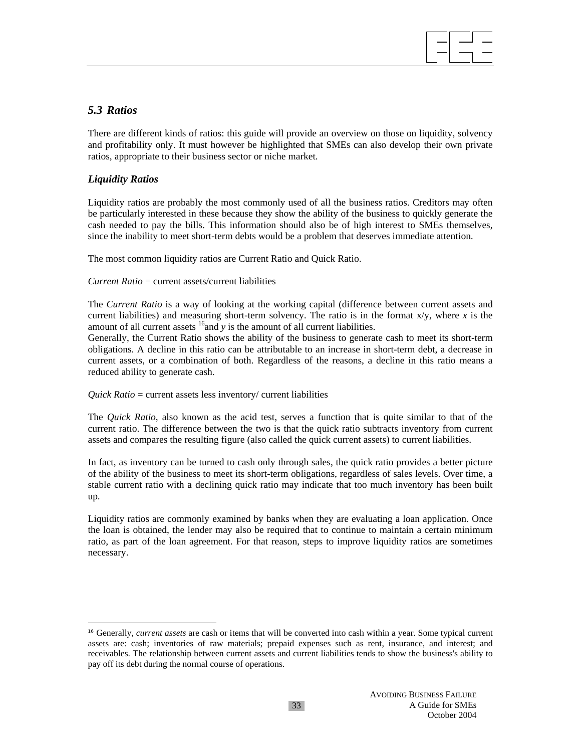## *5.3 Ratios*

There are different kinds of ratios: this guide will provide an overview on those on liquidity, solvency and profitability only. It must however be highlighted that SMEs can also develop their own private ratios, appropriate to their business sector or niche market.

### *Liquidity Ratios*

Liquidity ratios are probably the most commonly used of all the business ratios. Creditors may often be particularly interested in these because they show the ability of the business to quickly generate the cash needed to pay the bills. This information should also be of high interest to SMEs themselves, since the inability to meet short-term debts would be a problem that deserves immediate attention.

The most common liquidity ratios are Current Ratio and Quick Ratio.

*Current Ratio* = current assets/current liabilities

The *Current Ratio* is a way of looking at the working capital (difference between current assets and current liabilities) and measuring short-term solvency. The ratio is in the format x/y, where *x* is the amount of all current assets [16]and *y* is the amount of all current liabilities.

Generally, the Current Ratio shows the ability of the business to generate cash to meet its short-term obligations. A decline in this ratio can be attributable to an increase in short-term debt, a decrease in current assets, or a combination of both. Regardless of the reasons, a decline in this ratio means a reduced ability to generate cash.

*Quick Ratio* = current assets less inventory/ current liabilities

The *Quick Ratio*, also known as the acid test, serves a function that is quite similar to that of the current ratio. The difference between the two is that the quick ratio subtracts inventory from current assets and compares the resulting figure (also called the quick current assets) to current liabilities.

In fact, as inventory can be turned to cash only through sales, the quick ratio provides a better picture of the ability of the business to meet its short-term obligations, regardless of sales levels. Over time, a stable current ratio with a declining quick ratio may indicate that too much inventory has been built up.

Liquidity ratios are commonly examined by banks when they are evaluating a loan application. Once the loan is obtained, the lender may also be required that to continue to maintain a certain minimum ratio, as part of the loan agreement. For that reason, steps to improve liquidity ratios are sometimes necessary.

---

[16] Generally, *current assets* are cash or items that will be converted into cash within a year. Some typical current assets are: cash; inventories of raw materials; prepaid expenses such as rent, insurance, and interest; and receivables. The relationship between current assets and current liabilities tends to show the business's ability to pay off its debt during the normal course of operations.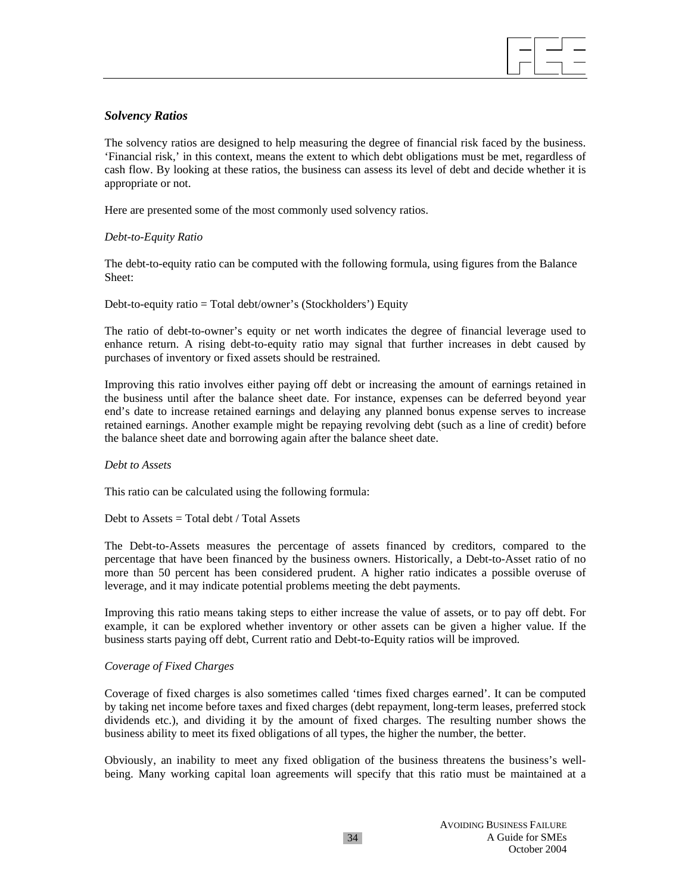### *Solvency Ratios*

The solvency ratios are designed to help measuring the degree of financial risk faced by the business. 'Financial risk,' in this context, means the extent to which debt obligations must be met, regardless of cash flow. By looking at these ratios, the business can assess its level of debt and decide whether it is appropriate or not.

Here are presented some of the most commonly used solvency ratios.

*Debt-to-Equity Ratio*

The debt-to-equity ratio can be computed with the following formula, using figures from the Balance Sheet:

Debt-to-equity ratio = Total debt/owner's (Stockholders') Equity

The ratio of debt-to-owner's equity or net worth indicates the degree of financial leverage used to enhance return. A rising debt-to-equity ratio may signal that further increases in debt caused by purchases of inventory or fixed assets should be restrained.

Improving this ratio involves either paying off debt or increasing the amount of earnings retained in the business until after the balance sheet date. For instance, expenses can be deferred beyond year end's date to increase retained earnings and delaying any planned bonus expense serves to increase retained earnings. Another example might be repaying revolving debt (such as a line of credit) before the balance sheet date and borrowing again after the balance sheet date.

*Debt to Assets*

This ratio can be calculated using the following formula:

Debt to Assets = Total debt / Total Assets

The Debt-to-Assets measures the percentage of assets financed by creditors, compared to the percentage that have been financed by the business owners. Historically, a Debt-to-Asset ratio of no more than 50 percent has been considered prudent. A higher ratio indicates a possible overuse of leverage, and it may indicate potential problems meeting the debt payments.

Improving this ratio means taking steps to either increase the value of assets, or to pay off debt. For example, it can be explored whether inventory or other assets can be given a higher value. If the business starts paying off debt, Current ratio and Debt-to-Equity ratios will be improved.

*Coverage of Fixed Charges*

Coverage of fixed charges is also sometimes called 'times fixed charges earned'. It can be computed by taking net income before taxes and fixed charges (debt repayment, long-term leases, preferred stock dividends etc.), and dividing it by the amount of fixed charges. The resulting number shows the business ability to meet its fixed obligations of all types, the higher the number, the better.

Obviously, an inability to meet any fixed obligation of the business threatens the business's well-being. Many working capital loan agreements will specify that this ratio must be maintained at a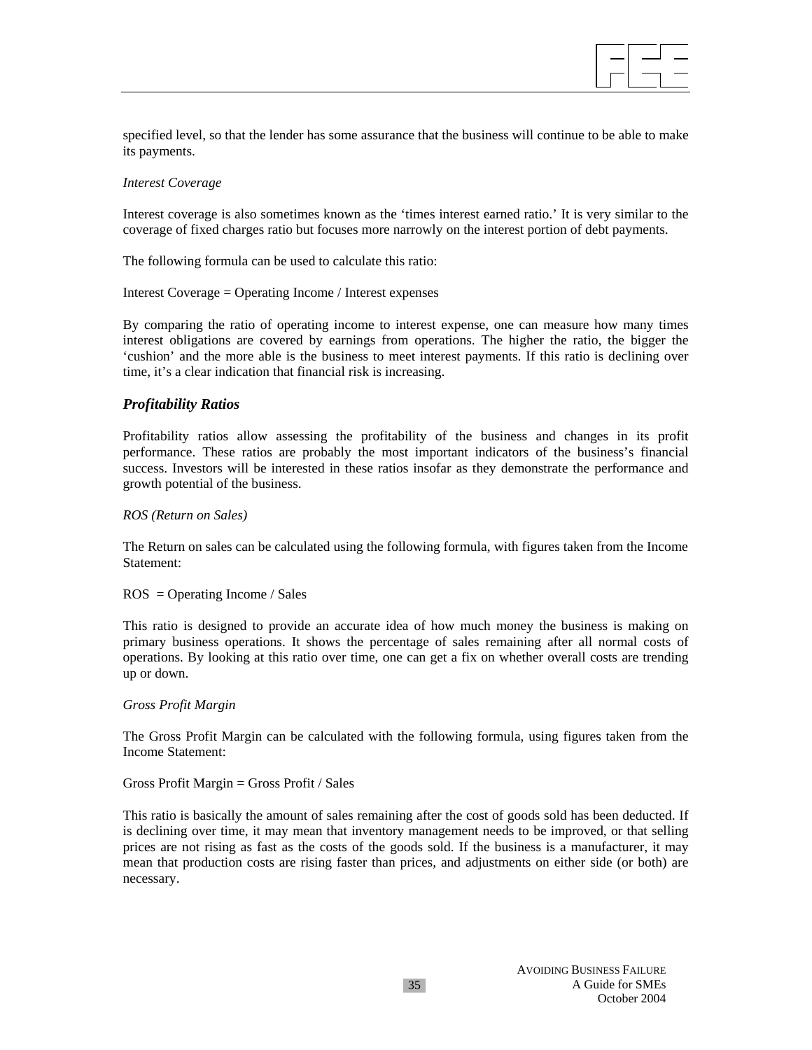specified level, so that the lender has some assurance that the business will continue to be able to make its payments.

*Interest Coverage*

Interest coverage is also sometimes known as the 'times interest earned ratio.' It is very similar to the coverage of fixed charges ratio but focuses more narrowly on the interest portion of debt payments.

The following formula can be used to calculate this ratio:

Interest Coverage = Operating Income / Interest expenses

By comparing the ratio of operating income to interest expense, one can measure how many times interest obligations are covered by earnings from operations. The higher the ratio, the bigger the 'cushion' and the more able is the business to meet interest payments. If this ratio is declining over time, it's a clear indication that financial risk is increasing.

### *Profitability Ratios*

Profitability ratios allow assessing the profitability of the business and changes in its profit performance. These ratios are probably the most important indicators of the business's financial success. Investors will be interested in these ratios insofar as they demonstrate the performance and growth potential of the business.

*ROS (Return on Sales)*

The Return on sales can be calculated using the following formula, with figures taken from the Income Statement:

ROS = Operating Income / Sales

This ratio is designed to provide an accurate idea of how much money the business is making on primary business operations. It shows the percentage of sales remaining after all normal costs of operations. By looking at this ratio over time, one can get a fix on whether overall costs are trending up or down.

*Gross Profit Margin*

The Gross Profit Margin can be calculated with the following formula, using figures taken from the Income Statement:

Gross Profit Margin = Gross Profit / Sales

This ratio is basically the amount of sales remaining after the cost of goods sold has been deducted. If is declining over time, it may mean that inventory management needs to be improved, or that selling prices are not rising as fast as the costs of the goods sold. If the business is a manufacturer, it may mean that production costs are rising faster than prices, and adjustments on either side (or both) are necessary.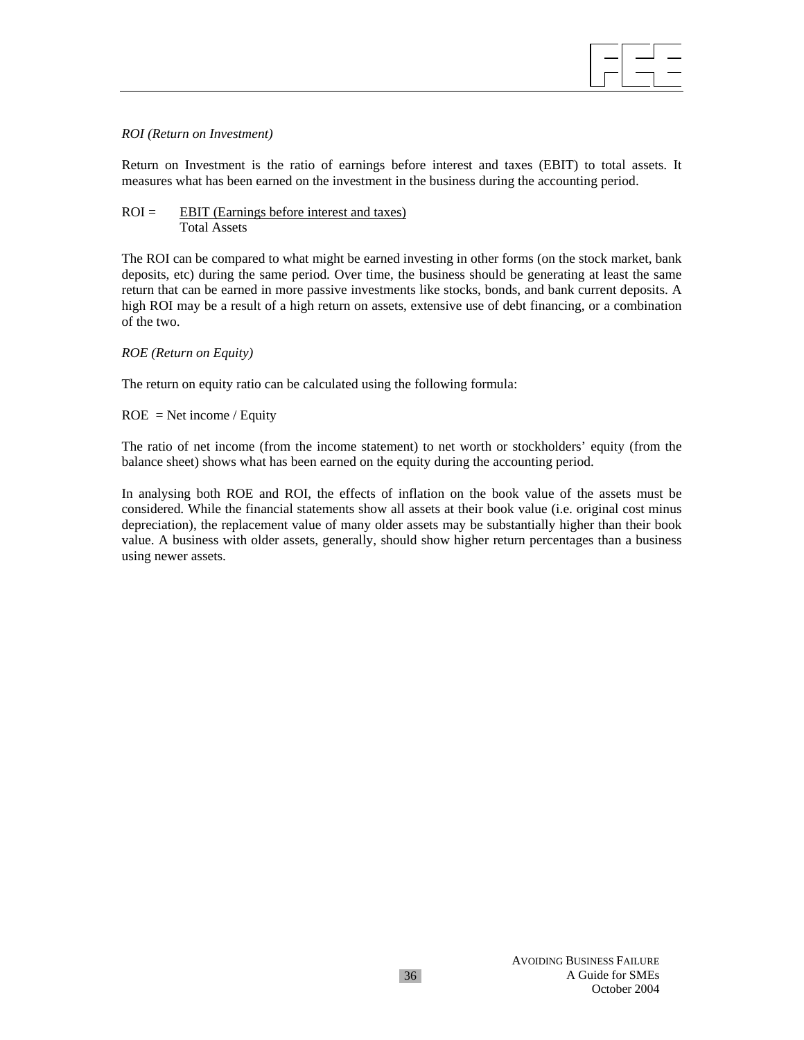*ROI (Return on Investment)*

Return on Investment is the ratio of earnings before interest and taxes (EBIT) to total assets. It measures what has been earned on the investment in the business during the accounting period.

$$ROI = \frac{\text{EBIT (Earnings before interest and taxes)}}{\text{Total Assets}}$$

The ROI can be compared to what might be earned investing in other forms (on the stock market, bank deposits, etc) during the same period. Over time, the business should be generating at least the same return that can be earned in more passive investments like stocks, bonds, and bank current deposits. A high ROI may be a result of a high return on assets, extensive use of debt financing, or a combination of the two.

*ROE (Return on Equity)*

The return on equity ratio can be calculated using the following formula:

ROE = Net income / Equity

The ratio of net income (from the income statement) to net worth or stockholders' equity (from the balance sheet) shows what has been earned on the equity during the accounting period.

In analysing both ROE and ROI, the effects of inflation on the book value of the assets must be considered. While the financial statements show all assets at their book value (i.e. original cost minus depreciation), the replacement value of many older assets may be substantially higher than their book value. A business with older assets, generally, should show higher return percentages than a business using newer assets.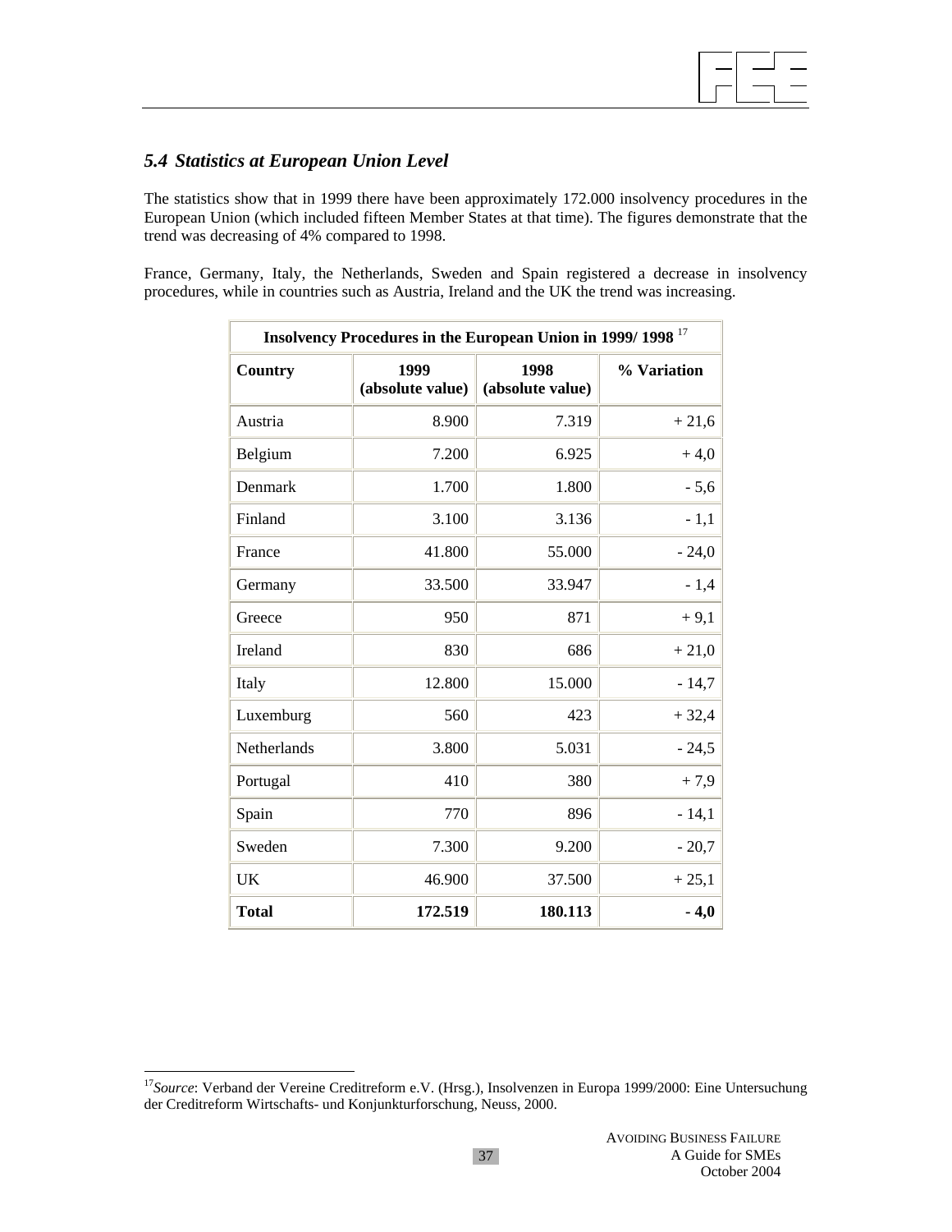### 5.4 Statistics at European Union Level

The statistics show that in 1999 there have been approximately 172.000 insolvency procedures in the European Union (which included fifteen Member States at that time). The figures demonstrate that the trend was decreasing of 4% compared to 1998.

France, Germany, Italy, the Netherlands, Sweden and Spain registered a decrease in insolvency procedures, while in countries such as Austria, Ireland and the UK the trend was increasing.

| Insolvency Procedures in the European Union in 1999/ 1998 [17] | | | |
|---|---|---|---|
| **Country** | **1999 (absolute value)** | **1998 (absolute value)** | **% Variation** |
| Austria | 8.900 | 7.319 | + 21,6 |
| Belgium | 7.200 | 6.925 | + 4,0 |
| Denmark | 1.700 | 1.800 | - 5,6 |
| Finland | 3.100 | 3.136 | - 1,1 |
| France | 41.800 | 55.000 | - 24,0 |
| Germany | 33.500 | 33.947 | - 1,4 |
| Greece | 950 | 871 | + 9,1 |
| Ireland | 830 | 686 | + 21,0 |
| Italy | 12.800 | 15.000 | - 14,7 |
| Luxemburg | 560 | 423 | + 32,4 |
| Netherlands | 3.800 | 5.031 | - 24,5 |
| Portugal | 410 | 380 | + 7,9 |
| Spain | 770 | 896 | - 14,1 |
| Sweden | 7.300 | 9.200 | - 20,7 |
| UK | 46.900 | 37.500 | + 25,1 |
| **Total** | **172.519** | **180.113** | **- 4,0** |

[17] *Source*: Verband der Vereine Creditreform e.V. (Hrsg.), Insolvenzen in Europa 1999/2000: Eine Untersuchung der Creditreform Wirtschafts- und Konjunkturforschung, Neuss, 2000.